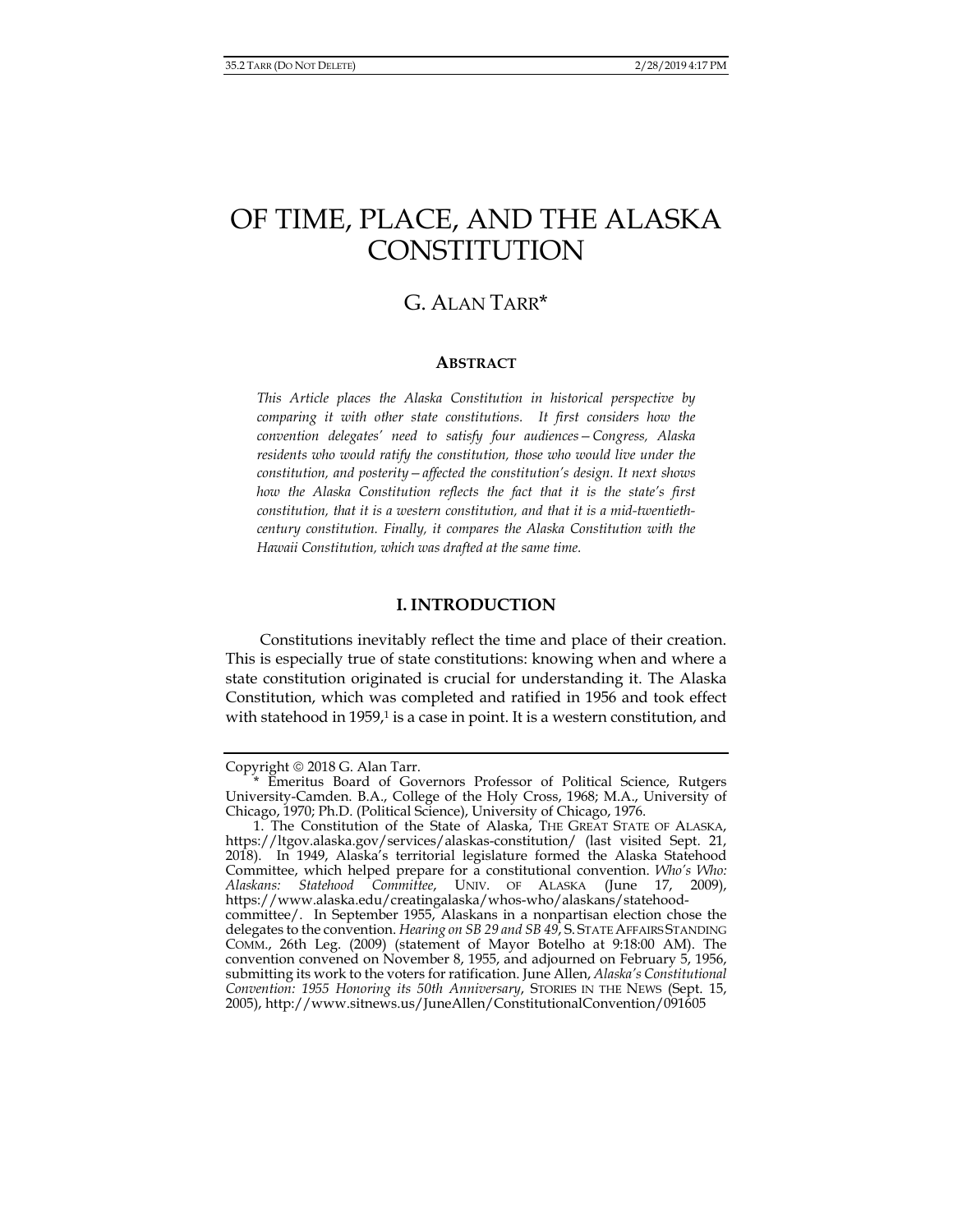# OF TIME, PLACE, AND THE ALASKA CONSTITUTION

## G. ALAN TARR*

### ABSTRACT

*This Article places the Alaska Constitution in historical perspective by comparing it with other state constitutions. It first considers how the convention delegates' need to satisfy four audiences—Congress, Alaska residents who would ratify the constitution, those who would live under the constitution, and posterity—affected the constitution's design. It next shows how the Alaska Constitution reflects the fact that it is the state's first constitution, that it is a western constitution, and that it is a mid-twentieth-century constitution. Finally, it compares the Alaska Constitution with the Hawaii Constitution, which was drafted at the same time.*

### I. INTRODUCTION

Constitutions inevitably reflect the time and place of their creation. This is especially true of state constitutions: knowing when and where a state constitution originated is crucial for understanding it. The Alaska Constitution, which was completed and ratified in 1956 and took effect with statehood in 1959,[1] is a case in point. It is a western constitution, and

---

Copyright © 2018 G. Alan Tarr.

\* Emeritus Board of Governors Professor of Political Science, Rutgers University-Camden. B.A., College of the Holy Cross, 1968; M.A., University of Chicago, 1970; Ph.D. (Political Science), University of Chicago, 1976.

1. The Constitution of the State of Alaska, THE GREAT STATE OF ALASKA, https://ltgov.alaska.gov/services/alaskas-constitution/ (last visited Sept. 21, 2018). In 1949, Alaska's territorial legislature formed the Alaska Statehood Committee, which helped prepare for a constitutional convention. *Who's Who: Alaskans: Statehood Committee*, UNIV. OF ALASKA (June 17, 2009), https://www.alaska.edu/creatingalaska/whos-who/alaskans/statehood-committee/. In September 1955, Alaskans in a nonpartisan election chose the delegates to the convention. *Hearing on SB 29 and SB 49*, S. STATE AFFAIRS STANDING COMM., 26th Leg. (2009) (statement of Mayor Botelho at 9:18:00 AM). The convention convened on November 8, 1955, and adjourned on February 5, 1956, submitting its work to the voters for ratification. June Allen, *Alaska's Constitutional Convention: 1955 Honoring its 50th Anniversary*, STORIES IN THE NEWS (Sept. 15, 2005), http://www.sitnews.us/JuneAllen/ConstitutionalConvention/091605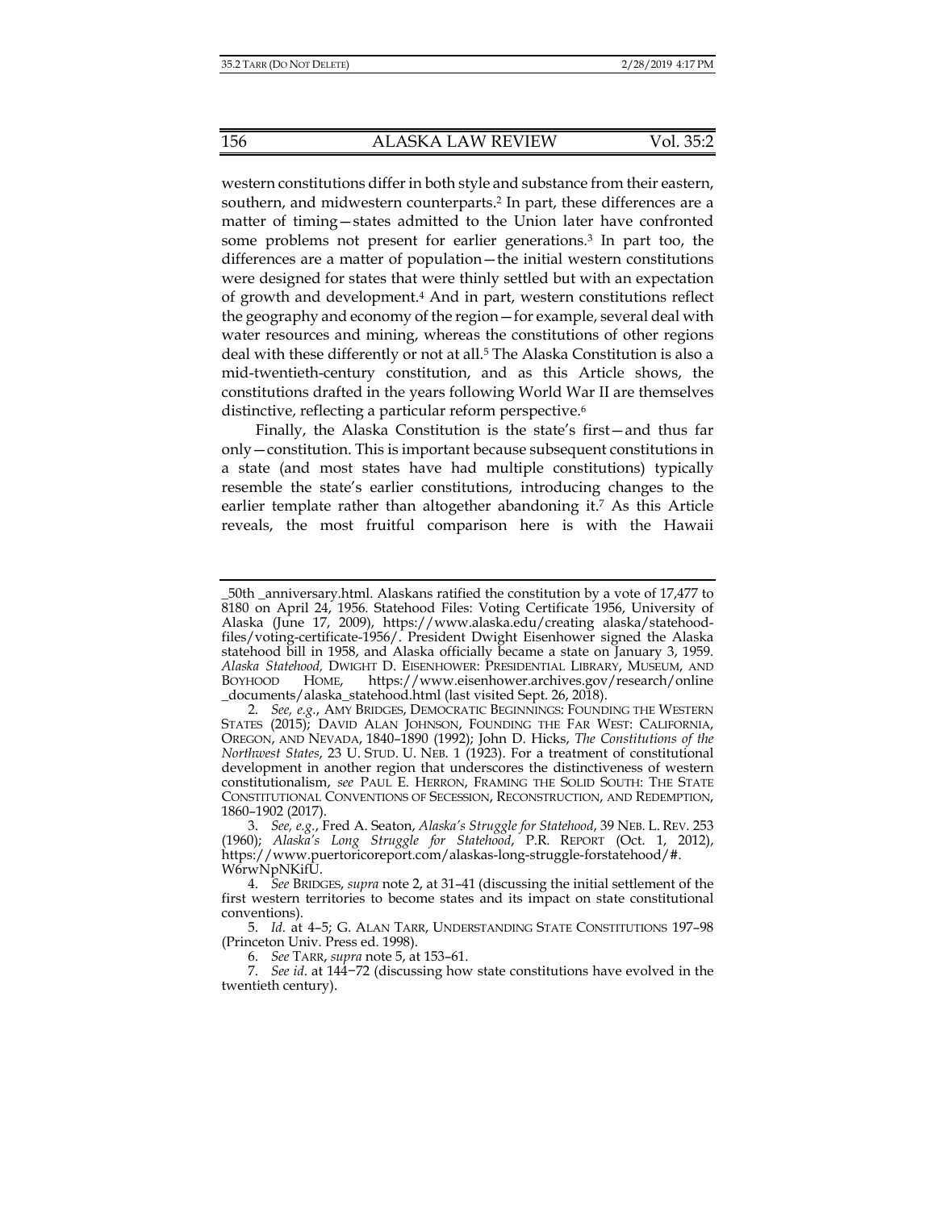western constitutions differ in both style and substance from their eastern, southern, and midwestern counterparts.[2] In part, these differences are a matter of timing—states admitted to the Union later have confronted some problems not present for earlier generations.[3] In part too, the differences are a matter of population—the initial western constitutions were designed for states that were thinly settled but with an expectation of growth and development.[4] And in part, western constitutions reflect the geography and economy of the region—for example, several deal with water resources and mining, whereas the constitutions of other regions deal with these differently or not at all.[5] The Alaska Constitution is also a mid-twentieth-century constitution, and as this Article shows, the constitutions drafted in the years following World War II are themselves distinctive, reflecting a particular reform perspective.[6]

Finally, the Alaska Constitution is the state's first—and thus far only—constitution. This is important because subsequent constitutions in a state (and most states have had multiple constitutions) typically resemble the state's earlier constitutions, introducing changes to the earlier template rather than altogether abandoning it.[7] As this Article reveals, the most fruitful comparison here is with the Hawaii

---

_50th _anniversary.html. Alaskans ratified the constitution by a vote of 17,477 to 8180 on April 24, 1956. Statehood Files: Voting Certificate 1956, University of Alaska (June 17, 2009), https://www.alaska.edu/creating alaska/statehood-files/voting-certificate-1956/. President Dwight Eisenhower signed the Alaska statehood bill in 1958, and Alaska officially became a state on January 3, 1959. *Alaska Statehood,* DWIGHT D. EISENHOWER: PRESIDENTIAL LIBRARY, MUSEUM, AND BOYHOOD HOME, https://www.eisenhower.archives.gov/research/online _documents/alaska_statehood.html (last visited Sept. 26, 2018).

2. *See, e.g.*, AMY BRIDGES, DEMOCRATIC BEGINNINGS: FOUNDING THE WESTERN STATES (2015); DAVID ALAN JOHNSON, FOUNDING THE FAR WEST: CALIFORNIA, OREGON, AND NEVADA, 1840–1890 (1992); John D. Hicks, *The Constitutions of the Northwest States*, 23 U. STUD. U. NEB. 1 (1923). For a treatment of constitutional development in another region that underscores the distinctiveness of western constitutionalism, *see* PAUL E. HERRON, FRAMING THE SOLID SOUTH: THE STATE CONSTITUTIONAL CONVENTIONS OF SECESSION, RECONSTRUCTION, AND REDEMPTION, 1860–1902 (2017).

3. *See, e.g.*, Fred A. Seaton, *Alaska's Struggle for Statehood*, 39 NEB. L. REV. 253 (1960); *Alaska's Long Struggle for Statehood*, P.R. REPORT (Oct. 1, 2012), https://www.puertoricoreport.com/alaskas-long-struggle-forstatehood/#. W6rwNpNKifU.

4. *See* BRIDGES, *supra* note 2, at 31–41 (discussing the initial settlement of the first western territories to become states and its impact on state constitutional conventions).

5. *Id.* at 4–5; G. ALAN TARR, UNDERSTANDING STATE CONSTITUTIONS 197–98 (Princeton Univ. Press ed. 1998).

6. *See* TARR, *supra* note 5, at 153–61.

7. *See id.* at 144−72 (discussing how state constitutions have evolved in the twentieth century).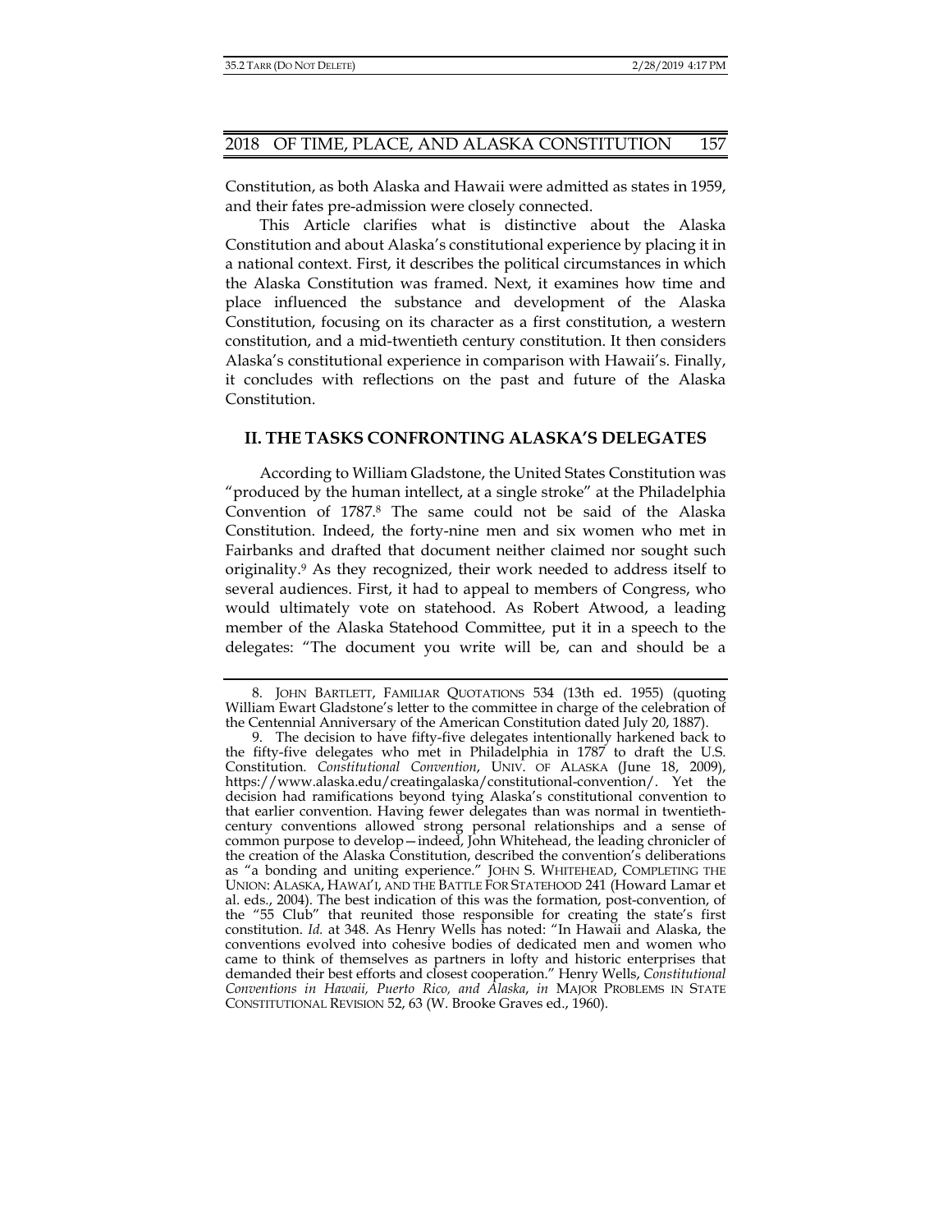Constitution, as both Alaska and Hawaii were admitted as states in 1959, and their fates pre-admission were closely connected.

This Article clarifies what is distinctive about the Alaska Constitution and about Alaska's constitutional experience by placing it in a national context. First, it describes the political circumstances in which the Alaska Constitution was framed. Next, it examines how time and place influenced the substance and development of the Alaska Constitution, focusing on its character as a first constitution, a western constitution, and a mid-twentieth century constitution. It then considers Alaska's constitutional experience in comparison with Hawaii's. Finally, it concludes with reflections on the past and future of the Alaska Constitution.

## II. THE TASKS CONFRONTING ALASKA'S DELEGATES

According to William Gladstone, the United States Constitution was "produced by the human intellect, at a single stroke" at the Philadelphia Convention of 1787.[8] The same could not be said of the Alaska Constitution. Indeed, the forty-nine men and six women who met in Fairbanks and drafted that document neither claimed nor sought such originality.[9] As they recognized, their work needed to address itself to several audiences. First, it had to appeal to members of Congress, who would ultimately vote on statehood. As Robert Atwood, a leading member of the Alaska Statehood Committee, put it in a speech to the delegates: "The document you write will be, can and should be a

---

8. JOHN BARTLETT, FAMILIAR QUOTATIONS 534 (13th ed. 1955) (quoting William Ewart Gladstone's letter to the committee in charge of the celebration of the Centennial Anniversary of the American Constitution dated July 20, 1887).

9. The decision to have fifty-five delegates intentionally harkened back to the fifty-five delegates who met in Philadelphia in 1787 to draft the U.S. Constitution. *Constitutional Convention*, UNIV. OF ALASKA (June 18, 2009), https://www.alaska.edu/creatingalaska/constitutional-convention/. Yet the decision had ramifications beyond tying Alaska's constitutional convention to that earlier convention. Having fewer delegates than was normal in twentieth-century conventions allowed strong personal relationships and a sense of common purpose to develop—indeed, John Whitehead, the leading chronicler of the creation of the Alaska Constitution, described the convention's deliberations as "a bonding and uniting experience." JOHN S. WHITEHEAD, COMPLETING THE UNION: ALASKA, HAWAI'I, AND THE BATTLE FOR STATEHOOD 241 (Howard Lamar et al. eds., 2004). The best indication of this was the formation, post-convention, of the "55 Club" that reunited those responsible for creating the state's first constitution. *Id.* at 348. As Henry Wells has noted: "In Hawaii and Alaska, the conventions evolved into cohesive bodies of dedicated men and women who came to think of themselves as partners in lofty and historic enterprises that demanded their best efforts and closest cooperation." Henry Wells, *Constitutional Conventions in Hawaii, Puerto Rico, and Alaska*, *in* MAJOR PROBLEMS IN STATE CONSTITUTIONAL REVISION 52, 63 (W. Brooke Graves ed., 1960).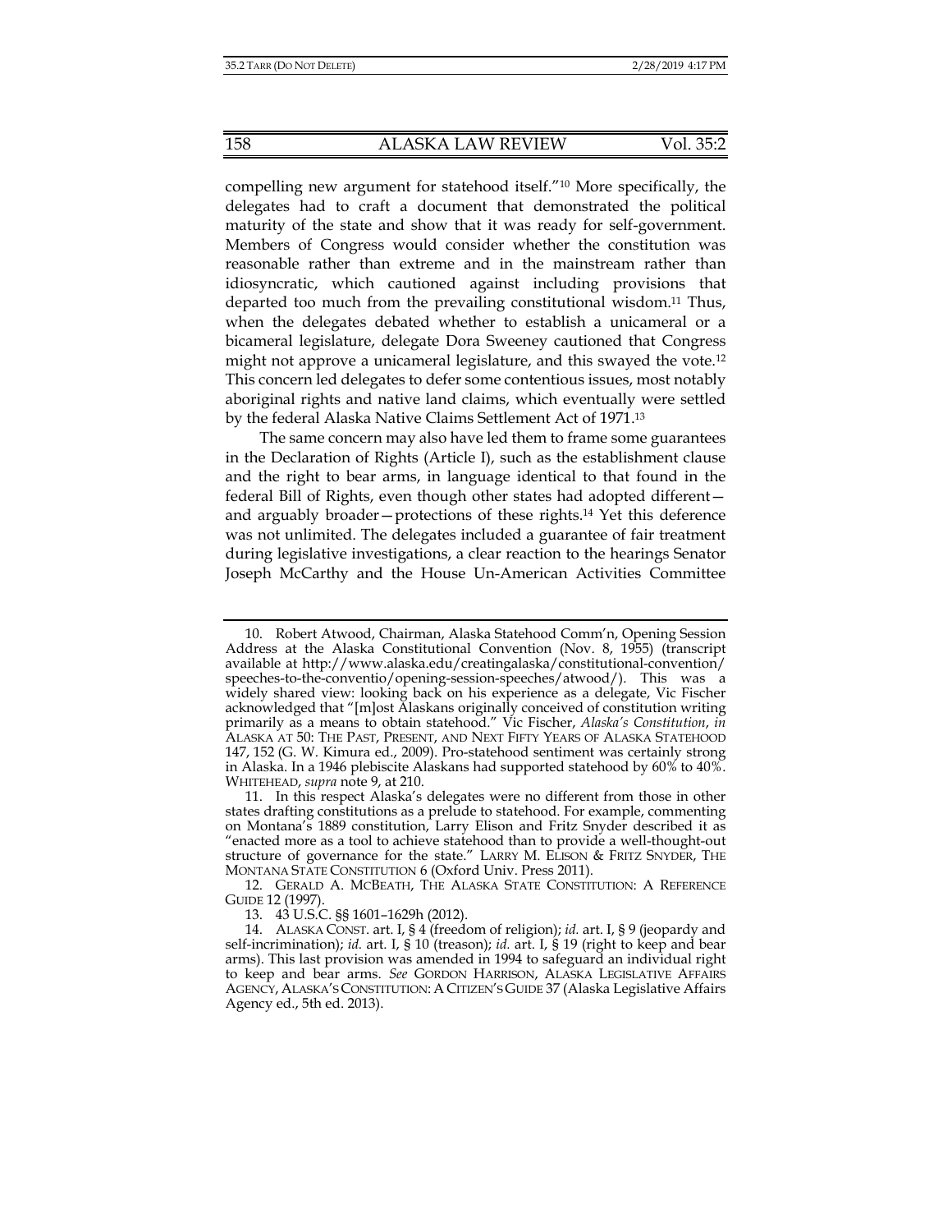compelling new argument for statehood itself."[10] More specifically, the delegates had to craft a document that demonstrated the political maturity of the state and show that it was ready for self-government. Members of Congress would consider whether the constitution was reasonable rather than extreme and in the mainstream rather than idiosyncratic, which cautioned against including provisions that departed too much from the prevailing constitutional wisdom.[11] Thus, when the delegates debated whether to establish a unicameral or a bicameral legislature, delegate Dora Sweeney cautioned that Congress might not approve a unicameral legislature, and this swayed the vote.[12] This concern led delegates to defer some contentious issues, most notably aboriginal rights and native land claims, which eventually were settled by the federal Alaska Native Claims Settlement Act of 1971.[13]

The same concern may also have led them to frame some guarantees in the Declaration of Rights (Article I), such as the establishment clause and the right to bear arms, in language identical to that found in the federal Bill of Rights, even though other states had adopted different—and arguably broader—protections of these rights.[14] Yet this deference was not unlimited. The delegates included a guarantee of fair treatment during legislative investigations, a clear reaction to the hearings Senator Joseph McCarthy and the House Un-American Activities Committee

---

10. Robert Atwood, Chairman, Alaska Statehood Comm'n, Opening Session Address at the Alaska Constitutional Convention (Nov. 8, 1955) (transcript available at http://www.alaska.edu/creatingalaska/constitutional-convention/speeches-to-the-conventio/opening-session-speeches/atwood/). This was a widely shared view: looking back on his experience as a delegate, Vic Fischer acknowledged that "[m]ost Alaskans originally conceived of constitution writing primarily as a means to obtain statehood." Vic Fischer, *Alaska's Constitution*, *in* ALASKA AT 50: THE PAST, PRESENT, AND NEXT FIFTY YEARS OF ALASKA STATEHOOD 147, 152 (G. W. Kimura ed., 2009). Pro-statehood sentiment was certainly strong in Alaska. In a 1946 plebiscite Alaskans had supported statehood by 60% to 40%. WHITEHEAD, *supra* note 9, at 210.

11. In this respect Alaska's delegates were no different from those in other states drafting constitutions as a prelude to statehood. For example, commenting on Montana's 1889 constitution, Larry Elison and Fritz Snyder described it as "enacted more as a tool to achieve statehood than to provide a well-thought-out structure of governance for the state." LARRY M. ELISON & FRITZ SNYDER, THE MONTANA STATE CONSTITUTION 6 (Oxford Univ. Press 2011).

12. GERALD A. MCBEATH, THE ALASKA STATE CONSTITUTION: A REFERENCE GUIDE 12 (1997).

13. 43 U.S.C. §§ 1601–1629h (2012).

14. ALASKA CONST. art. I, § 4 (freedom of religion); *id.* art. I, § 9 (jeopardy and self-incrimination); *id.* art. I, § 10 (treason); *id.* art. I, § 19 (right to keep and bear arms). This last provision was amended in 1994 to safeguard an individual right to keep and bear arms. *See* GORDON HARRISON, ALASKA LEGISLATIVE AFFAIRS AGENCY, ALASKA'S CONSTITUTION: A CITIZEN'S GUIDE 37 (Alaska Legislative Affairs Agency ed., 5th ed. 2013).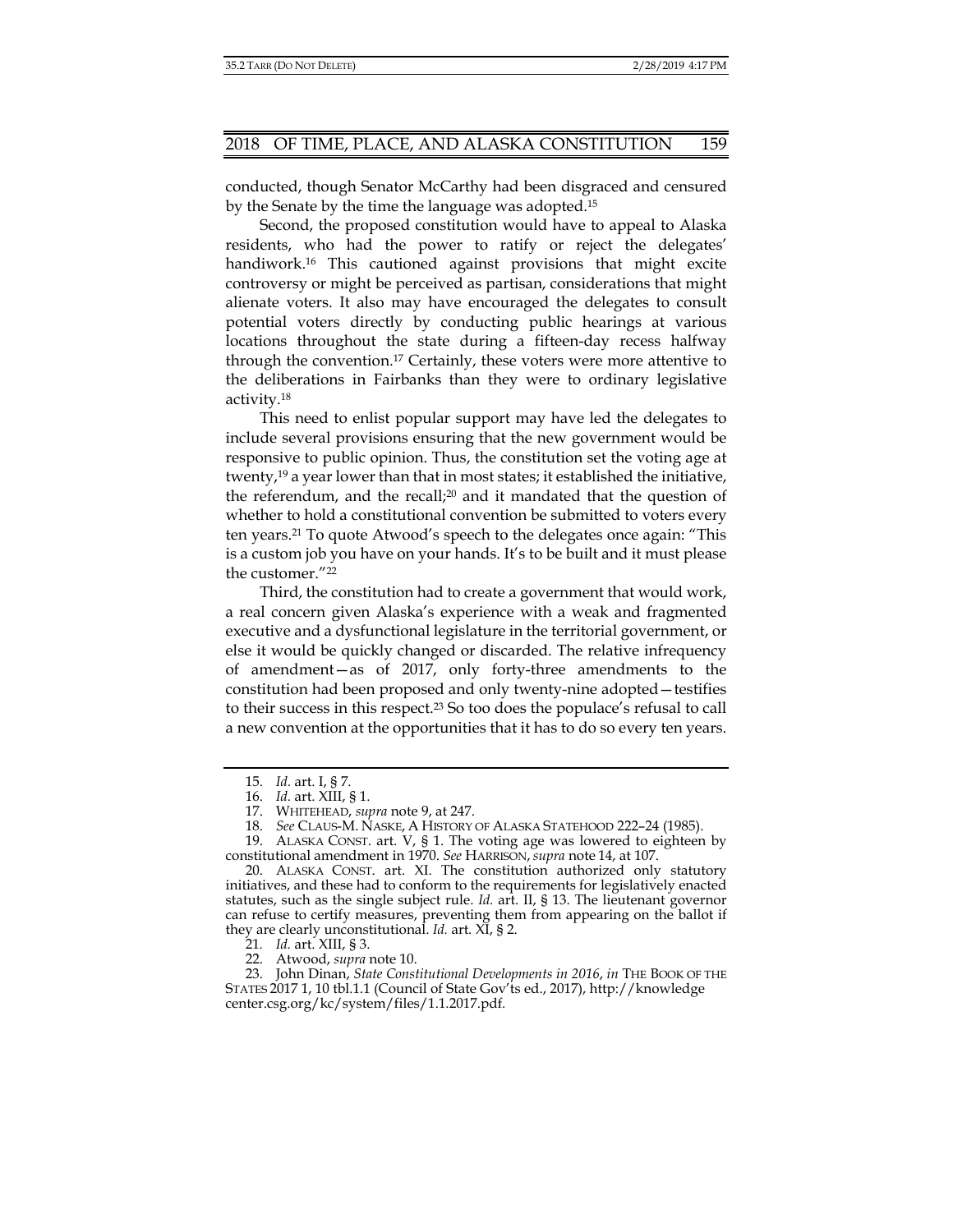conducted, though Senator McCarthy had been disgraced and censured by the Senate by the time the language was adopted.[15]

Second, the proposed constitution would have to appeal to Alaska residents, who had the power to ratify or reject the delegates' handiwork.[16] This cautioned against provisions that might excite controversy or might be perceived as partisan, considerations that might alienate voters. It also may have encouraged the delegates to consult potential voters directly by conducting public hearings at various locations throughout the state during a fifteen-day recess halfway through the convention.[17] Certainly, these voters were more attentive to the deliberations in Fairbanks than they were to ordinary legislative activity.[18]

This need to enlist popular support may have led the delegates to include several provisions ensuring that the new government would be responsive to public opinion. Thus, the constitution set the voting age at twenty,[19] a year lower than that in most states; it established the initiative, the referendum, and the recall;[20] and it mandated that the question of whether to hold a constitutional convention be submitted to voters every ten years.[21] To quote Atwood's speech to the delegates once again: "This is a custom job you have on your hands. It's to be built and it must please the customer."[22]

Third, the constitution had to create a government that would work, a real concern given Alaska's experience with a weak and fragmented executive and a dysfunctional legislature in the territorial government, or else it would be quickly changed or discarded. The relative infrequency of amendment—as of 2017, only forty-three amendments to the constitution had been proposed and only twenty-nine adopted—testifies to their success in this respect.[23] So too does the populace's refusal to call a new convention at the opportunities that it has to do so every ten years.

---

15. *Id.* art. I, § 7.

16. *Id.* art. XIII, § 1.

17. WHITEHEAD, *supra* note 9, at 247.

18. *See* CLAUS-M. NASKE, A HISTORY OF ALASKA STATEHOOD 222–24 (1985).

19. ALASKA CONST. art. V, § 1. The voting age was lowered to eighteen by constitutional amendment in 1970. *See* HARRISON, *supra* note 14, at 107.

20. ALASKA CONST. art. XI. The constitution authorized only statutory initiatives, and these had to conform to the requirements for legislatively enacted statutes, such as the single subject rule. *Id.* art. II, § 13. The lieutenant governor can refuse to certify measures, preventing them from appearing on the ballot if they are clearly unconstitutional. *Id.* art. XI, § 2.

21. *Id.* art. XIII, § 3.

22. Atwood, *supra* note 10.

23. John Dinan, *State Constitutional Developments in 2016*, *in* THE BOOK OF THE STATES 2017 1, 10 tbl.1.1 (Council of State Gov'ts ed., 2017), http://knowledge center.csg.org/kc/system/files/1.1.2017.pdf.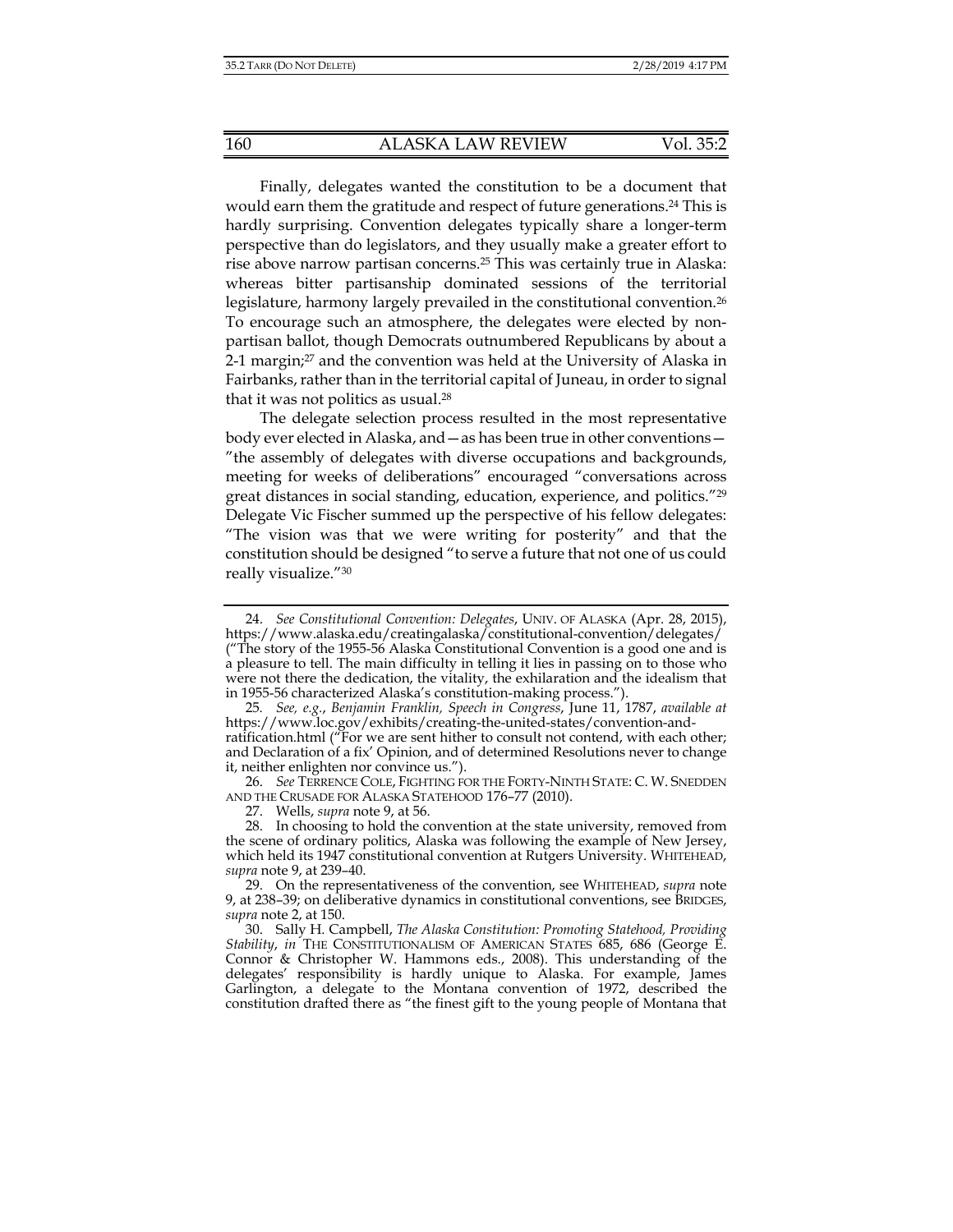Finally, delegates wanted the constitution to be a document that would earn them the gratitude and respect of future generations.[24] This is hardly surprising. Convention delegates typically share a longer-term perspective than do legislators, and they usually make a greater effort to rise above narrow partisan concerns.[25] This was certainly true in Alaska: whereas bitter partisanship dominated sessions of the territorial legislature, harmony largely prevailed in the constitutional convention.[26] To encourage such an atmosphere, the delegates were elected by non-partisan ballot, though Democrats outnumbered Republicans by about a 2-1 margin;[27] and the convention was held at the University of Alaska in Fairbanks, rather than in the territorial capital of Juneau, in order to signal that it was not politics as usual.[28]

The delegate selection process resulted in the most representative body ever elected in Alaska, and—as has been true in other conventions—"the assembly of delegates with diverse occupations and backgrounds, meeting for weeks of deliberations" encouraged "conversations across great distances in social standing, education, experience, and politics."[29] Delegate Vic Fischer summed up the perspective of his fellow delegates: "The vision was that we were writing for posterity" and that the constitution should be designed "to serve a future that not one of us could really visualize."[30]

---

24. *See Constitutional Convention: Delegates*, UNIV. OF ALASKA (Apr. 28, 2015), https://www.alaska.edu/creatingalaska/constitutional-convention/delegates/ ("The story of the 1955-56 Alaska Constitutional Convention is a good one and is a pleasure to tell. The main difficulty in telling it lies in passing on to those who were not there the dedication, the vitality, the exhilaration and the idealism that in 1955-56 characterized Alaska's constitution-making process.").

25. *See, e.g.*, *Benjamin Franklin, Speech in Congress*, June 11, 1787, *available at* https://www.loc.gov/exhibits/creating-the-united-states/convention-and-ratification.html ("For we are sent hither to consult not contend, with each other; and Declaration of a fix' Opinion, and of determined Resolutions never to change it, neither enlighten nor convince us.").

26. *See* TERRENCE COLE, FIGHTING FOR THE FORTY-NINTH STATE: C. W. SNEDDEN AND THE CRUSADE FOR ALASKA STATEHOOD 176–77 (2010).

27. Wells, *supra* note 9, at 56.

28. In choosing to hold the convention at the state university, removed from the scene of ordinary politics, Alaska was following the example of New Jersey, which held its 1947 constitutional convention at Rutgers University. WHITEHEAD, *supra* note 9, at 239–40.

29. On the representativeness of the convention, see WHITEHEAD, *supra* note 9, at 238–39; on deliberative dynamics in constitutional conventions, see BRIDGES, *supra* note 2, at 150.

30. Sally H. Campbell, *The Alaska Constitution: Promoting Statehood, Providing Stability*, *in* THE CONSTITUTIONALISM OF AMERICAN STATES 685, 686 (George E. Connor & Christopher W. Hammons eds., 2008). This understanding of the delegates' responsibility is hardly unique to Alaska. For example, James Garlington, a delegate to the Montana convention of 1972, described the constitution drafted there as "the finest gift to the young people of Montana that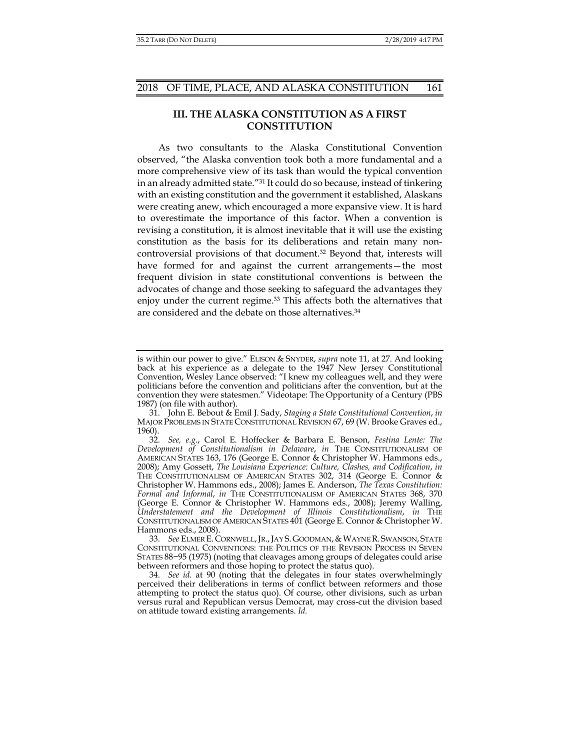## III. THE ALASKA CONSTITUTION AS A FIRST CONSTITUTION

As two consultants to the Alaska Constitutional Convention observed, "the Alaska convention took both a more fundamental and a more comprehensive view of its task than would the typical convention in an already admitted state."[31] It could do so because, instead of tinkering with an existing constitution and the government it established, Alaskans were creating anew, which encouraged a more expansive view. It is hard to overestimate the importance of this factor. When a convention is revising a constitution, it is almost inevitable that it will use the existing constitution as the basis for its deliberations and retain many non-controversial provisions of that document.[32] Beyond that, interests will have formed for and against the current arrangements—the most frequent division in state constitutional conventions is between the advocates of change and those seeking to safeguard the advantages they enjoy under the current regime.[33] This affects both the alternatives that are considered and the debate on those alternatives.[34]

---

is within our power to give." ELISON & SNYDER, *supra* note 11, at 27. And looking back at his experience as a delegate to the 1947 New Jersey Constitutional Convention, Wesley Lance observed: "I knew my colleagues well, and they were politicians before the convention and politicians after the convention, but at the convention they were statesmen." Videotape: The Opportunity of a Century (PBS 1987) (on file with author).

31. John E. Bebout & Emil J. Sady, *Staging a State Constitutional Convention*, *in* MAJOR PROBLEMS IN STATE CONSTITUTIONAL REVISION 67, 69 (W. Brooke Graves ed., 1960).

32. *See, e.g.*, Carol E. Hoffecker & Barbara E. Benson, *Festina Lente: The Development of Constitutionalism in Delaware*, *in* THE CONSTITUTIONALISM OF AMERICAN STATES 163, 176 (George E. Connor & Christopher W. Hammons eds., 2008); Amy Gossett, *The Louisiana Experience: Culture, Clashes, and Codification*, *in* THE CONSTITUTIONALISM OF AMERICAN STATES 302, 314 (George E. Connor & Christopher W. Hammons eds., 2008); James E. Anderson, *The Texas Constitution: Formal and Informal*, *in* THE CONSTITUTIONALISM OF AMERICAN STATES 368, 370 (George E. Connor & Christopher W. Hammons eds., 2008); Jeremy Walling, *Understatement and the Development of Illinois Constitutionalism*, *in* THE CONSTITUTIONALISM OF AMERICAN STATES 401 (George E. Connor & Christopher W. Hammons eds., 2008).

33. *See* ELMER E. CORNWELL, JR., JAY S. GOODMAN, & WAYNE R. SWANSON, STATE CONSTITUTIONAL CONVENTIONS: THE POLITICS OF THE REVISION PROCESS IN SEVEN STATES 88−95 (1975) (noting that cleavages among groups of delegates could arise between reformers and those hoping to protect the status quo).

34. *See id.* at 90 (noting that the delegates in four states overwhelmingly perceived their deliberations in terms of conflict between reformers and those attempting to protect the status quo). Of course, other divisions, such as urban versus rural and Republican versus Democrat, may cross-cut the division based on attitude toward existing arrangements. *Id.*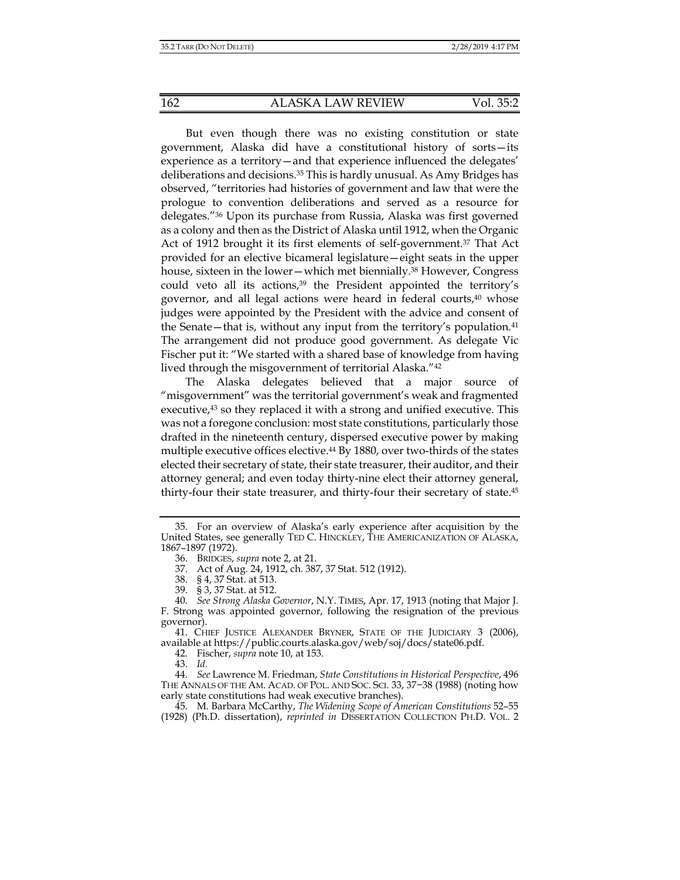But even though there was no existing constitution or state government, Alaska did have a constitutional history of sorts—its experience as a territory—and that experience influenced the delegates' deliberations and decisions.[35] This is hardly unusual. As Amy Bridges has observed, "territories had histories of government and law that were the prologue to convention deliberations and served as a resource for delegates."[36] Upon its purchase from Russia, Alaska was first governed as a colony and then as the District of Alaska until 1912, when the Organic Act of 1912 brought it its first elements of self-government.[37] That Act provided for an elective bicameral legislature—eight seats in the upper house, sixteen in the lower—which met biennially.[38] However, Congress could veto all its actions,[39] the President appointed the territory's governor, and all legal actions were heard in federal courts,[40] whose judges were appointed by the President with the advice and consent of the Senate—that is, without any input from the territory's population.[41] The arrangement did not produce good government. As delegate Vic Fischer put it: "We started with a shared base of knowledge from having lived through the misgovernment of territorial Alaska."[42]

The Alaska delegates believed that a major source of "misgovernment" was the territorial government's weak and fragmented executive,[43] so they replaced it with a strong and unified executive. This was not a foregone conclusion: most state constitutions, particularly those drafted in the nineteenth century, dispersed executive power by making multiple executive offices elective.[44] By 1880, over two-thirds of the states elected their secretary of state, their state treasurer, their auditor, and their attorney general; and even today thirty-nine elect their attorney general, thirty-four their state treasurer, and thirty-four their secretary of state.[45]

---

35. For an overview of Alaska's early experience after acquisition by the United States, see generally TED C. HINCKLEY, THE AMERICANIZATION OF ALASKA, 1867–1897 (1972).

36. BRIDGES, *supra* note 2, at 21.

37. Act of Aug. 24, 1912, ch. 387, 37 Stat. 512 (1912).

38. § 4, 37 Stat. at 513.

39. § 3, 37 Stat. at 512.

40. *See Strong Alaska Governor*, N.Y. TIMES, Apr. 17, 1913 (noting that Major J. F. Strong was appointed governor, following the resignation of the previous governor).

41. CHIEF JUSTICE ALEXANDER BRYNER, STATE OF THE JUDICIARY 3 (2006), available at https://public.courts.alaska.gov/web/soj/docs/state06.pdf.

42. Fischer, *supra* note 10, at 153.

43. *Id.*

44. *See* Lawrence M. Friedman, *State Constitutions in Historical Perspective*, 496 THE ANNALS OF THE AM. ACAD. OF POL. AND SOC. SCI. 33, 37−38 (1988) (noting how early state constitutions had weak executive branches).

45. M. Barbara McCarthy, *The Widening Scope of American Constitutions* 52–55 (1928) (Ph.D. dissertation), *reprinted in* DISSERTATION COLLECTION PH.D. VOL. 2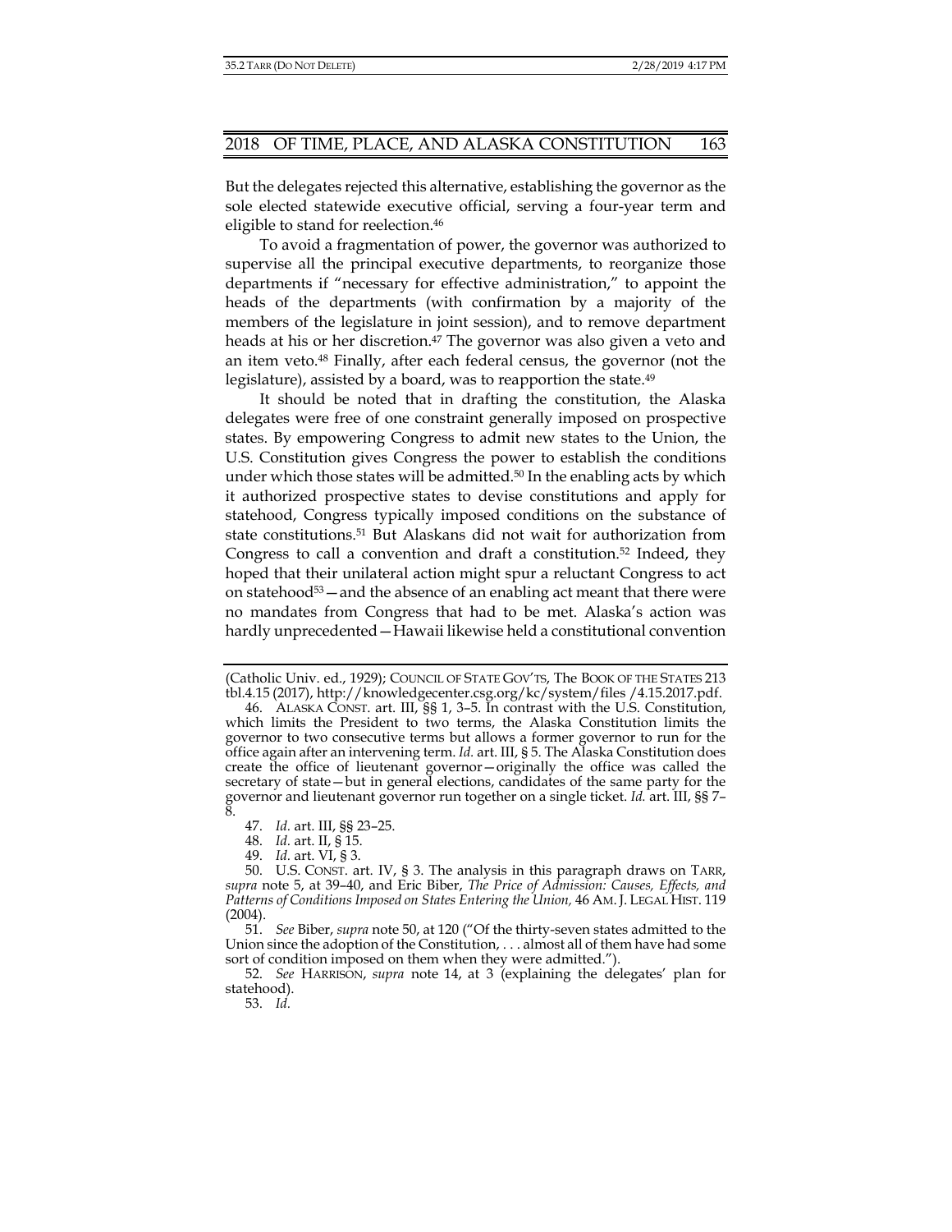But the delegates rejected this alternative, establishing the governor as the sole elected statewide executive official, serving a four-year term and eligible to stand for reelection.[46]

To avoid a fragmentation of power, the governor was authorized to supervise all the principal executive departments, to reorganize those departments if "necessary for effective administration," to appoint the heads of the departments (with confirmation by a majority of the members of the legislature in joint session), and to remove department heads at his or her discretion.[47] The governor was also given a veto and an item veto.[48] Finally, after each federal census, the governor (not the legislature), assisted by a board, was to reapportion the state.[49]

It should be noted that in drafting the constitution, the Alaska delegates were free of one constraint generally imposed on prospective states. By empowering Congress to admit new states to the Union, the U.S. Constitution gives Congress the power to establish the conditions under which those states will be admitted.[50] In the enabling acts by which it authorized prospective states to devise constitutions and apply for statehood, Congress typically imposed conditions on the substance of state constitutions.[51] But Alaskans did not wait for authorization from Congress to call a convention and draft a constitution.[52] Indeed, they hoped that their unilateral action might spur a reluctant Congress to act on statehood[53]—and the absence of an enabling act meant that there were no mandates from Congress that had to be met. Alaska's action was hardly unprecedented—Hawaii likewise held a constitutional convention

---

(Catholic Univ. ed., 1929); COUNCIL OF STATE GOV'TS, The BOOK OF THE STATES 213 tbl.4.15 (2017), http://knowledgecenter.csg.org/kc/system/files /4.15.2017.pdf.

46. ALASKA CONST. art. III, §§ 1, 3–5. In contrast with the U.S. Constitution, which limits the President to two terms, the Alaska Constitution limits the governor to two consecutive terms but allows a former governor to run for the office again after an intervening term. *Id.* art. III, § 5. The Alaska Constitution does create the office of lieutenant governor—originally the office was called the secretary of state—but in general elections, candidates of the same party for the governor and lieutenant governor run together on a single ticket. *Id.* art. III, §§ 7–8.

47. *Id.* art. III, §§ 23–25.

48. *Id.* art. II, § 15.

49. *Id.* art. VI, § 3.

50. U.S. CONST. art. IV, § 3. The analysis in this paragraph draws on TARR, *supra* note 5, at 39–40, and Eric Biber, *The Price of Admission: Causes, Effects, and Patterns of Conditions Imposed on States Entering the Union,* 46 AM. J. LEGAL HIST. 119 (2004).

51. *See* Biber, *supra* note 50, at 120 ("Of the thirty-seven states admitted to the Union since the adoption of the Constitution, . . . almost all of them have had some sort of condition imposed on them when they were admitted.").

52. *See* HARRISON, *supra* note 14, at 3 (explaining the delegates' plan for statehood).

53. *Id.*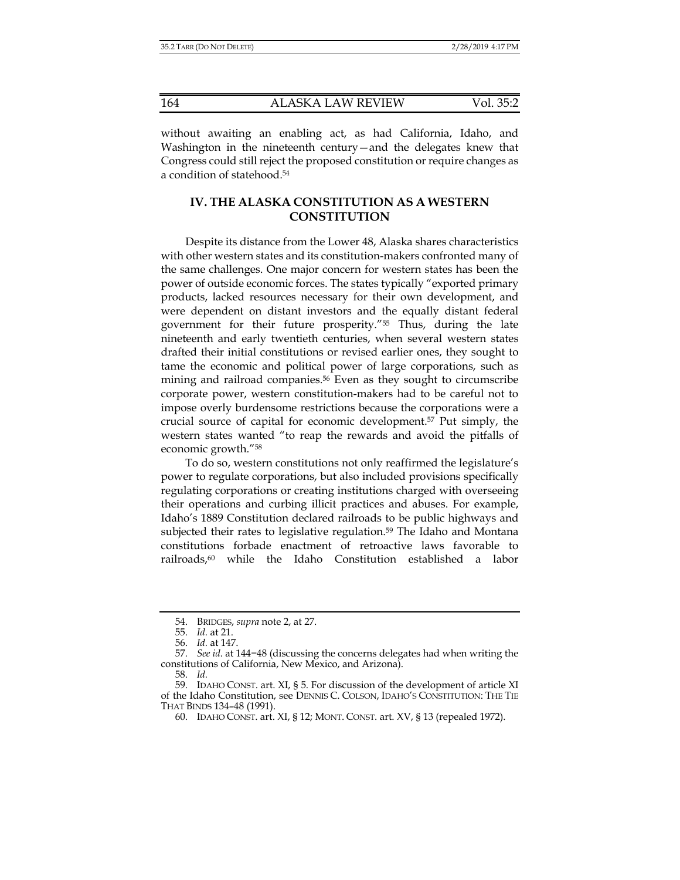without awaiting an enabling act, as had California, Idaho, and Washington in the nineteenth century—and the delegates knew that Congress could still reject the proposed constitution or require changes as a condition of statehood.[54]

## IV. THE ALASKA CONSTITUTION AS A WESTERN CONSTITUTION

Despite its distance from the Lower 48, Alaska shares characteristics with other western states and its constitution-makers confronted many of the same challenges. One major concern for western states has been the power of outside economic forces. The states typically "exported primary products, lacked resources necessary for their own development, and were dependent on distant investors and the equally distant federal government for their future prosperity."[55] Thus, during the late nineteenth and early twentieth centuries, when several western states drafted their initial constitutions or revised earlier ones, they sought to tame the economic and political power of large corporations, such as mining and railroad companies.[56] Even as they sought to circumscribe corporate power, western constitution-makers had to be careful not to impose overly burdensome restrictions because the corporations were a crucial source of capital for economic development.[57] Put simply, the western states wanted "to reap the rewards and avoid the pitfalls of economic growth."[58]

To do so, western constitutions not only reaffirmed the legislature's power to regulate corporations, but also included provisions specifically regulating corporations or creating institutions charged with overseeing their operations and curbing illicit practices and abuses. For example, Idaho's 1889 Constitution declared railroads to be public highways and subjected their rates to legislative regulation.[59] The Idaho and Montana constitutions forbade enactment of retroactive laws favorable to railroads,[60] while the Idaho Constitution established a labor

---

54. BRIDGES, *supra* note 2, at 27.

55. *Id.* at 21.

56. *Id.* at 147.

57. *See id.* at 144−48 (discussing the concerns delegates had when writing the constitutions of California, New Mexico, and Arizona).

58. *Id.*

59. IDAHO CONST. art. XI, § 5. For discussion of the development of article XI of the Idaho Constitution, see DENNIS C. COLSON, IDAHO'S CONSTITUTION: THE TIE THAT BINDS 134–48 (1991).

60. IDAHO CONST. art. XI, § 12; MONT. CONST. art. XV, § 13 (repealed 1972).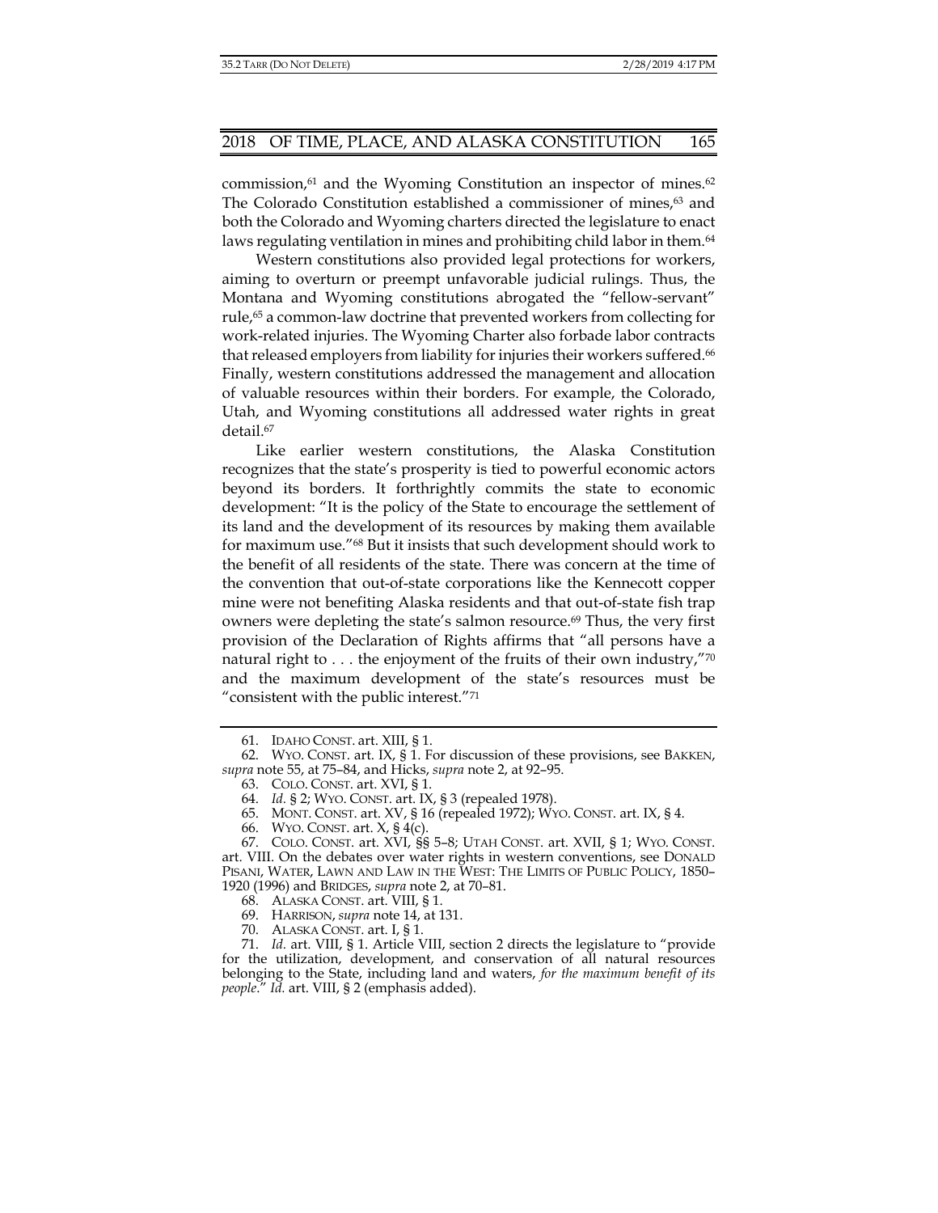commission,[61] and the Wyoming Constitution an inspector of mines.[62] The Colorado Constitution established a commissioner of mines,[63] and both the Colorado and Wyoming charters directed the legislature to enact laws regulating ventilation in mines and prohibiting child labor in them.[64]

Western constitutions also provided legal protections for workers, aiming to overturn or preempt unfavorable judicial rulings. Thus, the Montana and Wyoming constitutions abrogated the "fellow-servant" rule,[65] a common-law doctrine that prevented workers from collecting for work-related injuries. The Wyoming Charter also forbade labor contracts that released employers from liability for injuries their workers suffered.[66] Finally, western constitutions addressed the management and allocation of valuable resources within their borders. For example, the Colorado, Utah, and Wyoming constitutions all addressed water rights in great detail.[67]

Like earlier western constitutions, the Alaska Constitution recognizes that the state's prosperity is tied to powerful economic actors beyond its borders. It forthrightly commits the state to economic development: "It is the policy of the State to encourage the settlement of its land and the development of its resources by making them available for maximum use."[68] But it insists that such development should work to the benefit of all residents of the state. There was concern at the time of the convention that out-of-state corporations like the Kennecott copper mine were not benefiting Alaska residents and that out-of-state fish trap owners were depleting the state's salmon resource.[69] Thus, the very first provision of the Declaration of Rights affirms that "all persons have a natural right to . . . the enjoyment of the fruits of their own industry,"[70] and the maximum development of the state's resources must be "consistent with the public interest."[71]

---

61. IDAHO CONST. art. XIII, § 1.

62. WYO. CONST. art. IX, § 1. For discussion of these provisions, see BAKKEN, *supra* note 55, at 75–84, and Hicks, *supra* note 2, at 92–95.

63. COLO. CONST. art. XVI, § 1.

64. *Id.* § 2; WYO. CONST. art. IX, § 3 (repealed 1978).

65. MONT. CONST. art. XV, § 16 (repealed 1972); WYO. CONST. art. IX, § 4.

66. WYO. CONST. art. X, § 4(c).

67. COLO. CONST. art. XVI, §§ 5–8; UTAH CONST. art. XVII, § 1; WYO. CONST. art. VIII. On the debates over water rights in western conventions, see DONALD PISANI, WATER, LAWN AND LAW IN THE WEST: THE LIMITS OF PUBLIC POLICY, 1850–1920 (1996) and BRIDGES, *supra* note 2, at 70–81.

68. ALASKA CONST. art. VIII, § 1.

69. HARRISON, *supra* note 14, at 131.

70. ALASKA CONST. art. I, § 1.

71. *Id.* art. VIII, § 1. Article VIII, section 2 directs the legislature to "provide for the utilization, development, and conservation of all natural resources belonging to the State, including land and waters, *for the maximum benefit of its people*." *Id.* art. VIII, § 2 (emphasis added).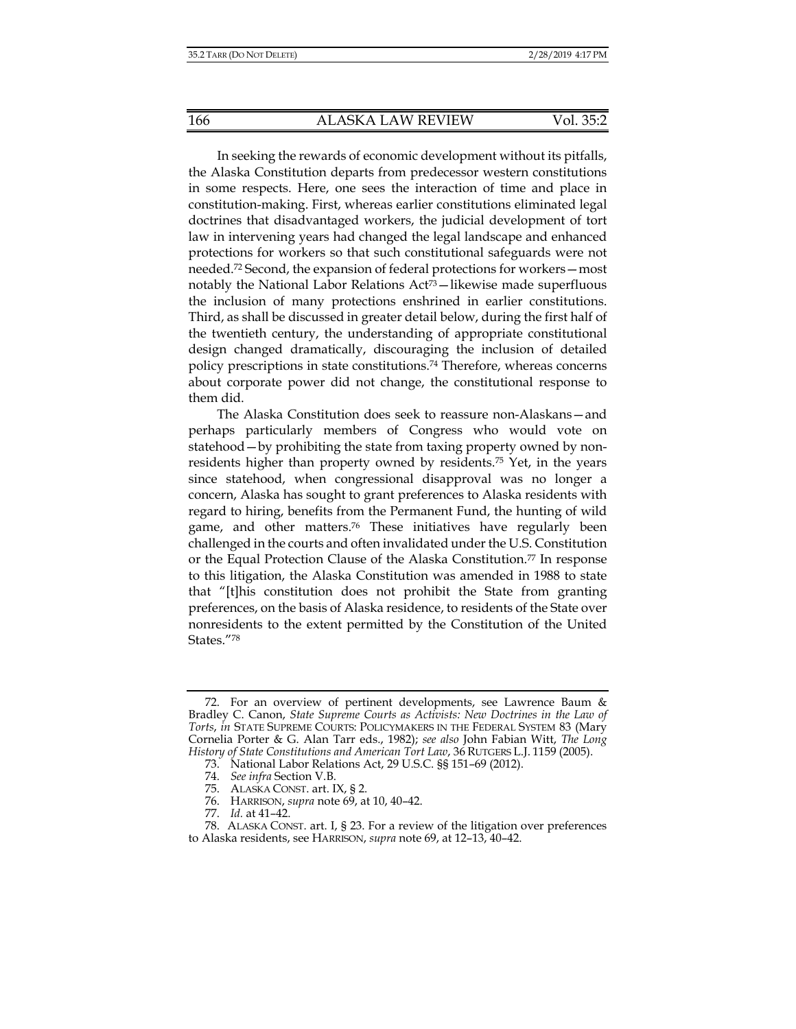In seeking the rewards of economic development without its pitfalls, the Alaska Constitution departs from predecessor western constitutions in some respects. Here, one sees the interaction of time and place in constitution-making. First, whereas earlier constitutions eliminated legal doctrines that disadvantaged workers, the judicial development of tort law in intervening years had changed the legal landscape and enhanced protections for workers so that such constitutional safeguards were not needed.[72] Second, the expansion of federal protections for workers—most notably the National Labor Relations Act[73]—likewise made superfluous the inclusion of many protections enshrined in earlier constitutions. Third, as shall be discussed in greater detail below, during the first half of the twentieth century, the understanding of appropriate constitutional design changed dramatically, discouraging the inclusion of detailed policy prescriptions in state constitutions.[74] Therefore, whereas concerns about corporate power did not change, the constitutional response to them did.

The Alaska Constitution does seek to reassure non-Alaskans—and perhaps particularly members of Congress who would vote on statehood—by prohibiting the state from taxing property owned by non-residents higher than property owned by residents.[75] Yet, in the years since statehood, when congressional disapproval was no longer a concern, Alaska has sought to grant preferences to Alaska residents with regard to hiring, benefits from the Permanent Fund, the hunting of wild game, and other matters.[76] These initiatives have regularly been challenged in the courts and often invalidated under the U.S. Constitution or the Equal Protection Clause of the Alaska Constitution.[77] In response to this litigation, the Alaska Constitution was amended in 1988 to state that "[t]his constitution does not prohibit the State from granting preferences, on the basis of Alaska residence, to residents of the State over nonresidents to the extent permitted by the Constitution of the United States."[78]

---

72. For an overview of pertinent developments, see Lawrence Baum & Bradley C. Canon, *State Supreme Courts as Activists: New Doctrines in the Law of Torts*, *in* STATE SUPREME COURTS: POLICYMAKERS IN THE FEDERAL SYSTEM 83 (Mary Cornelia Porter & G. Alan Tarr eds., 1982); *see also* John Fabian Witt, *The Long History of State Constitutions and American Tort Law*, 36 RUTGERS L.J. 1159 (2005).

73. National Labor Relations Act, 29 U.S.C. §§ 151–69 (2012).

74. *See infra* Section V.B.

75. ALASKA CONST. art. IX, § 2.

76. HARRISON, *supra* note 69, at 10, 40–42.

77. *Id.* at 41–42.

78. ALASKA CONST. art. I, § 23. For a review of the litigation over preferences to Alaska residents, see HARRISON, *supra* note 69, at 12–13, 40–42.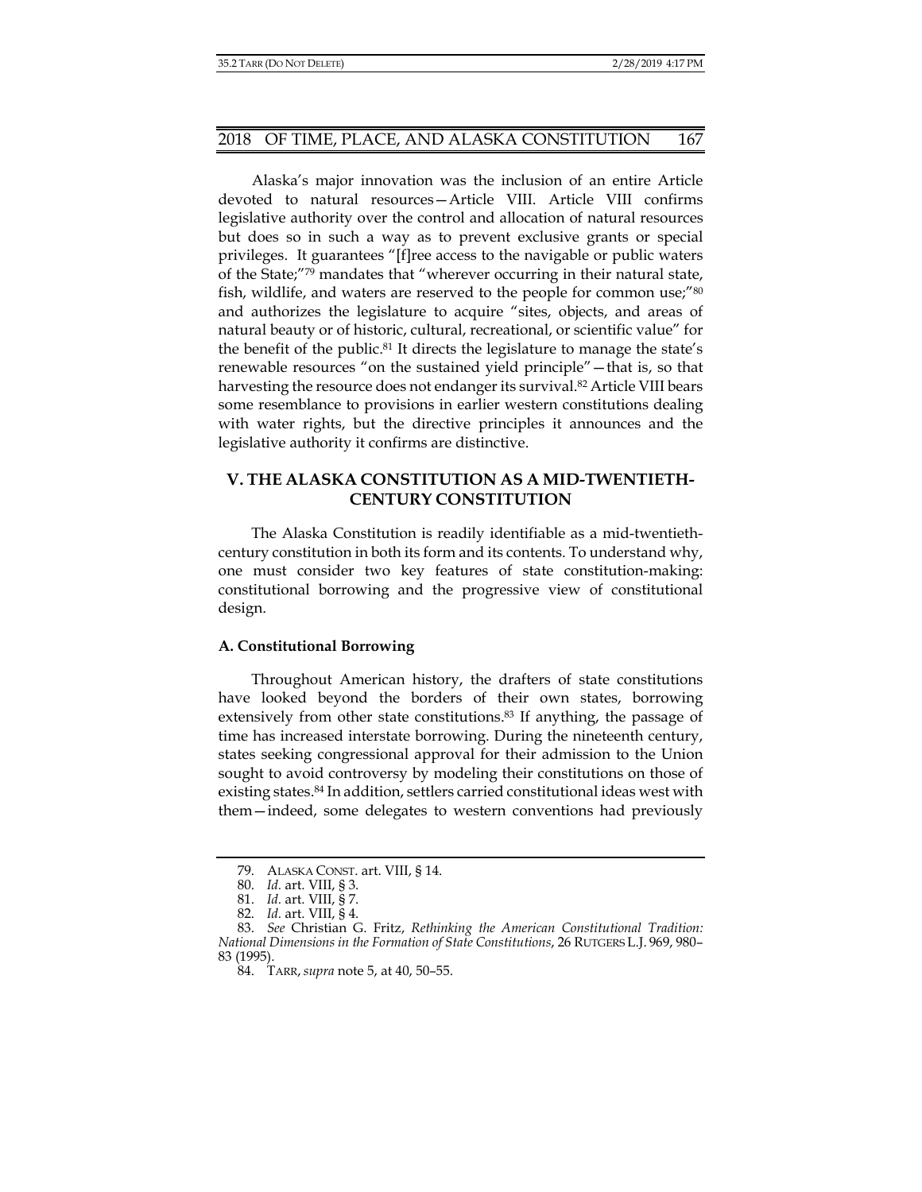Alaska's major innovation was the inclusion of an entire Article devoted to natural resources—Article VIII. Article VIII confirms legislative authority over the control and allocation of natural resources but does so in such a way as to prevent exclusive grants or special privileges. It guarantees "[f]ree access to the navigable or public waters of the State;"[79] mandates that "wherever occurring in their natural state, fish, wildlife, and waters are reserved to the people for common use;"[80] and authorizes the legislature to acquire "sites, objects, and areas of natural beauty or of historic, cultural, recreational, or scientific value" for the benefit of the public.[81] It directs the legislature to manage the state's renewable resources "on the sustained yield principle"—that is, so that harvesting the resource does not endanger its survival.[82] Article VIII bears some resemblance to provisions in earlier western constitutions dealing with water rights, but the directive principles it announces and the legislative authority it confirms are distinctive.

## V. THE ALASKA CONSTITUTION AS A MID-TWENTIETH-CENTURY CONSTITUTION

The Alaska Constitution is readily identifiable as a mid-twentieth-century constitution in both its form and its contents. To understand why, one must consider two key features of state constitution-making: constitutional borrowing and the progressive view of constitutional design.

### A. Constitutional Borrowing

Throughout American history, the drafters of state constitutions have looked beyond the borders of their own states, borrowing extensively from other state constitutions.[83] If anything, the passage of time has increased interstate borrowing. During the nineteenth century, states seeking congressional approval for their admission to the Union sought to avoid controversy by modeling their constitutions on those of existing states.[84] In addition, settlers carried constitutional ideas west with them—indeed, some delegates to western conventions had previously

79. ALASKA CONST. art. VIII, § 14.

80. *Id.* art. VIII, § 3.

81. *Id.* art. VIII, § 7.

82. *Id.* art. VIII, § 4.

83. *See* Christian G. Fritz, *Rethinking the American Constitutional Tradition: National Dimensions in the Formation of State Constitutions*, 26 RUTGERS L.J. 969, 980–83 (1995).

84. TARR, *supra* note 5, at 40, 50–55.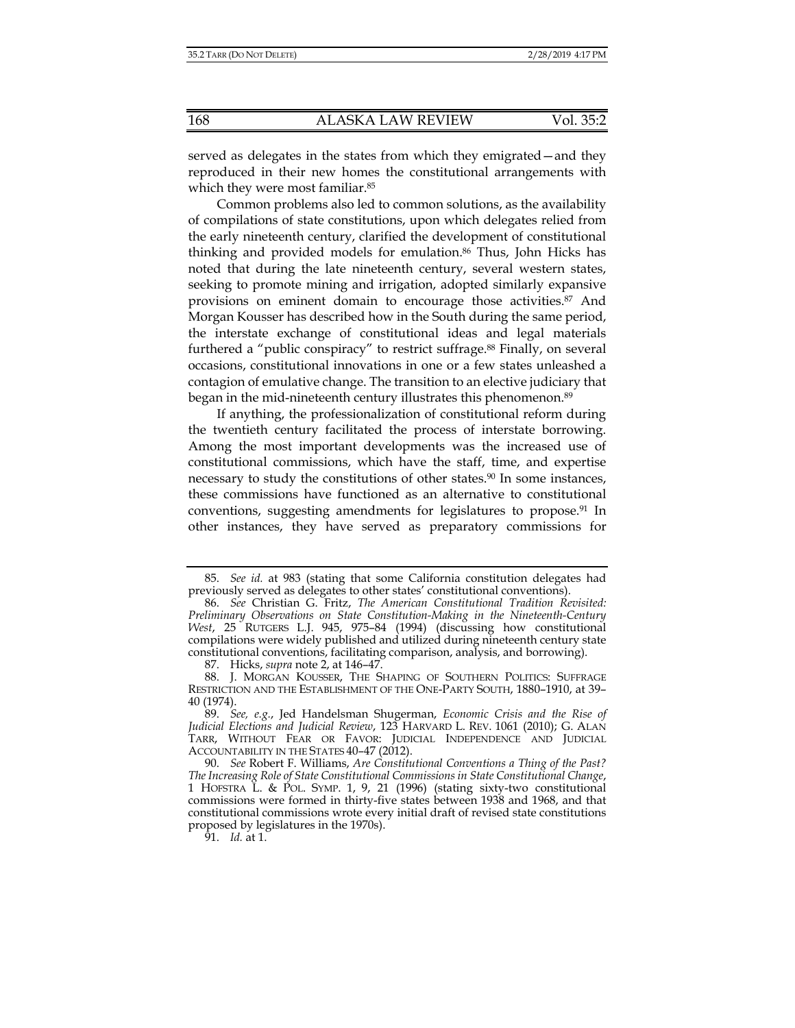served as delegates in the states from which they emigrated—and they reproduced in their new homes the constitutional arrangements with which they were most familiar.[85]

Common problems also led to common solutions, as the availability of compilations of state constitutions, upon which delegates relied from the early nineteenth century, clarified the development of constitutional thinking and provided models for emulation.[86] Thus, John Hicks has noted that during the late nineteenth century, several western states, seeking to promote mining and irrigation, adopted similarly expansive provisions on eminent domain to encourage those activities.[87] And Morgan Kousser has described how in the South during the same period, the interstate exchange of constitutional ideas and legal materials furthered a "public conspiracy" to restrict suffrage.[88] Finally, on several occasions, constitutional innovations in one or a few states unleashed a contagion of emulative change. The transition to an elective judiciary that began in the mid-nineteenth century illustrates this phenomenon.[89]

If anything, the professionalization of constitutional reform during the twentieth century facilitated the process of interstate borrowing. Among the most important developments was the increased use of constitutional commissions, which have the staff, time, and expertise necessary to study the constitutions of other states.[90] In some instances, these commissions have functioned as an alternative to constitutional conventions, suggesting amendments for legislatures to propose.[91] In other instances, they have served as preparatory commissions for

---

85. *See id.* at 983 (stating that some California constitution delegates had previously served as delegates to other states' constitutional conventions).

86. *See* Christian G. Fritz, *The American Constitutional Tradition Revisited: Preliminary Observations on State Constitution-Making in the Nineteenth-Century West*, 25 RUTGERS L.J. 945, 975–84 (1994) (discussing how constitutional compilations were widely published and utilized during nineteenth century state constitutional conventions, facilitating comparison, analysis, and borrowing).

87. Hicks, *supra* note 2, at 146–47.

88. J. MORGAN KOUSSER, THE SHAPING OF SOUTHERN POLITICS: SUFFRAGE RESTRICTION AND THE ESTABLISHMENT OF THE ONE-PARTY SOUTH, 1880–1910, at 39–40 (1974).

89. *See, e.g.*, Jed Handelsman Shugerman, *Economic Crisis and the Rise of Judicial Elections and Judicial Review*, 123 HARVARD L. REV. 1061 (2010); G. ALAN TARR, WITHOUT FEAR OR FAVOR: JUDICIAL INDEPENDENCE AND JUDICIAL ACCOUNTABILITY IN THE STATES 40–47 (2012).

90. *See* Robert F. Williams, *Are Constitutional Conventions a Thing of the Past? The Increasing Role of State Constitutional Commissions in State Constitutional Change*, 1 HOFSTRA L. & POL. SYMP. 1, 9, 21 (1996) (stating sixty-two constitutional commissions were formed in thirty-five states between 1938 and 1968, and that constitutional commissions wrote every initial draft of revised state constitutions proposed by legislatures in the 1970s).

91. *Id.* at 1.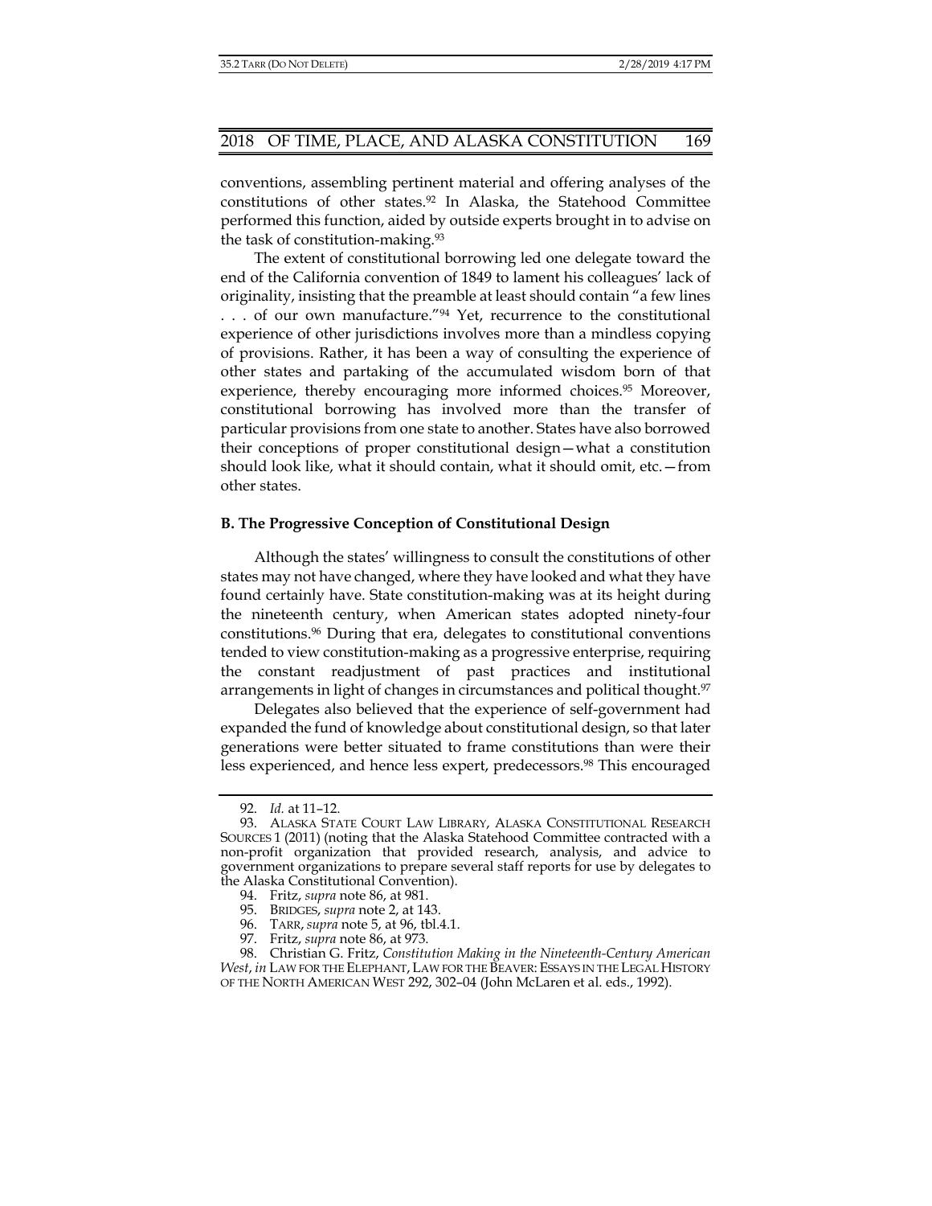conventions, assembling pertinent material and offering analyses of the constitutions of other states.[92] In Alaska, the Statehood Committee performed this function, aided by outside experts brought in to advise on the task of constitution-making.[93]

The extent of constitutional borrowing led one delegate toward the end of the California convention of 1849 to lament his colleagues' lack of originality, insisting that the preamble at least should contain "a few lines . . . of our own manufacture."[94] Yet, recurrence to the constitutional experience of other jurisdictions involves more than a mindless copying of provisions. Rather, it has been a way of consulting the experience of other states and partaking of the accumulated wisdom born of that experience, thereby encouraging more informed choices.[95] Moreover, constitutional borrowing has involved more than the transfer of particular provisions from one state to another. States have also borrowed their conceptions of proper constitutional design—what a constitution should look like, what it should contain, what it should omit, etc.—from other states.

### B. The Progressive Conception of Constitutional Design

Although the states' willingness to consult the constitutions of other states may not have changed, where they have looked and what they have found certainly have. State constitution-making was at its height during the nineteenth century, when American states adopted ninety-four constitutions.[96] During that era, delegates to constitutional conventions tended to view constitution-making as a progressive enterprise, requiring the constant readjustment of past practices and institutional arrangements in light of changes in circumstances and political thought.[97]

Delegates also believed that the experience of self-government had expanded the fund of knowledge about constitutional design, so that later generations were better situated to frame constitutions than were their less experienced, and hence less expert, predecessors.[98] This encouraged

---

92. *Id.* at 11–12.

93. ALASKA STATE COURT LAW LIBRARY, ALASKA CONSTITUTIONAL RESEARCH SOURCES 1 (2011) (noting that the Alaska Statehood Committee contracted with a non-profit organization that provided research, analysis, and advice to government organizations to prepare several staff reports for use by delegates to the Alaska Constitutional Convention).

94. Fritz, *supra* note 86, at 981.

95. BRIDGES, *supra* note 2, at 143.

96. TARR, *supra* note 5, at 96, tbl.4.1.

97. Fritz, *supra* note 86, at 973.

98. Christian G. Fritz, *Constitution Making in the Nineteenth-Century American West*, *in* LAW FOR THE ELEPHANT, LAW FOR THE BEAVER: ESSAYS IN THE LEGAL HISTORY OF THE NORTH AMERICAN WEST 292, 302–04 (John McLaren et al. eds., 1992).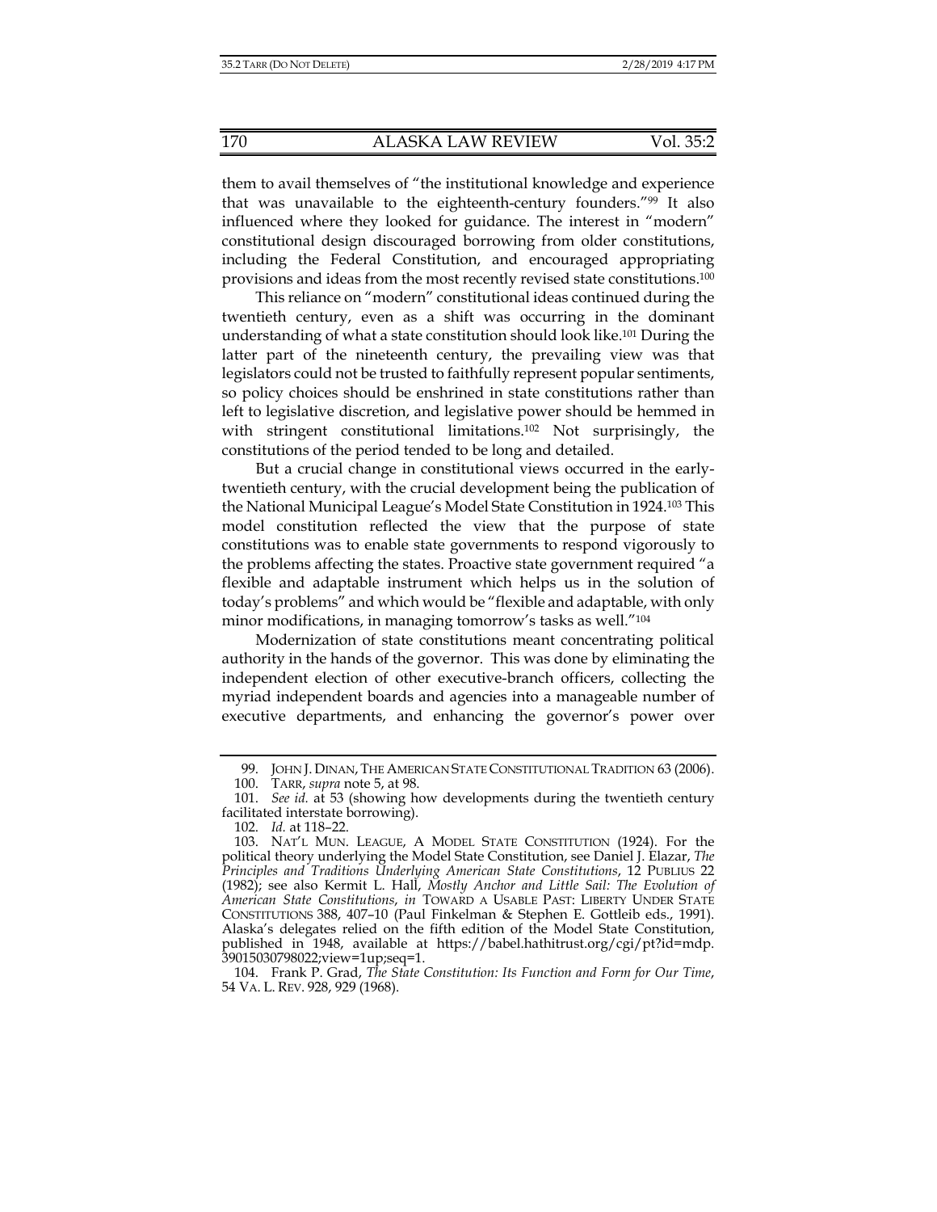them to avail themselves of "the institutional knowledge and experience that was unavailable to the eighteenth-century founders."[99] It also influenced where they looked for guidance. The interest in "modern" constitutional design discouraged borrowing from older constitutions, including the Federal Constitution, and encouraged appropriating provisions and ideas from the most recently revised state constitutions.[100]

This reliance on "modern" constitutional ideas continued during the twentieth century, even as a shift was occurring in the dominant understanding of what a state constitution should look like.[101] During the latter part of the nineteenth century, the prevailing view was that legislators could not be trusted to faithfully represent popular sentiments, so policy choices should be enshrined in state constitutions rather than left to legislative discretion, and legislative power should be hemmed in with stringent constitutional limitations.[102] Not surprisingly, the constitutions of the period tended to be long and detailed.

But a crucial change in constitutional views occurred in the early-twentieth century, with the crucial development being the publication of the National Municipal League's Model State Constitution in 1924.[103] This model constitution reflected the view that the purpose of state constitutions was to enable state governments to respond vigorously to the problems affecting the states. Proactive state government required "a flexible and adaptable instrument which helps us in the solution of today's problems" and which would be "flexible and adaptable, with only minor modifications, in managing tomorrow's tasks as well."[104]

Modernization of state constitutions meant concentrating political authority in the hands of the governor. This was done by eliminating the independent election of other executive-branch officers, collecting the myriad independent boards and agencies into a manageable number of executive departments, and enhancing the governor's power over

---

99. JOHN J. DINAN, THE AMERICAN STATE CONSTITUTIONAL TRADITION 63 (2006).

100. TARR, *supra* note 5, at 98.

101. *See id.* at 53 (showing how developments during the twentieth century facilitated interstate borrowing).

102. *Id.* at 118–22.

103. NAT'L MUN. LEAGUE, A MODEL STATE CONSTITUTION (1924). For the political theory underlying the Model State Constitution, see Daniel J. Elazar, *The Principles and Traditions Underlying American State Constitutions*, 12 PUBLIUS 22 (1982); see also Kermit L. Hall, *Mostly Anchor and Little Sail: The Evolution of American State Constitutions*, *in* TOWARD A USABLE PAST: LIBERTY UNDER STATE CONSTITUTIONS 388, 407–10 (Paul Finkelman & Stephen E. Gottleib eds., 1991). Alaska's delegates relied on the fifth edition of the Model State Constitution, published in 1948, available at https://babel.hathitrust.org/cgi/pt?id=mdp.39015030798022;view=1up;seq=1.

104. Frank P. Grad, *The State Constitution: Its Function and Form for Our Time*, 54 VA. L. REV. 928, 929 (1968).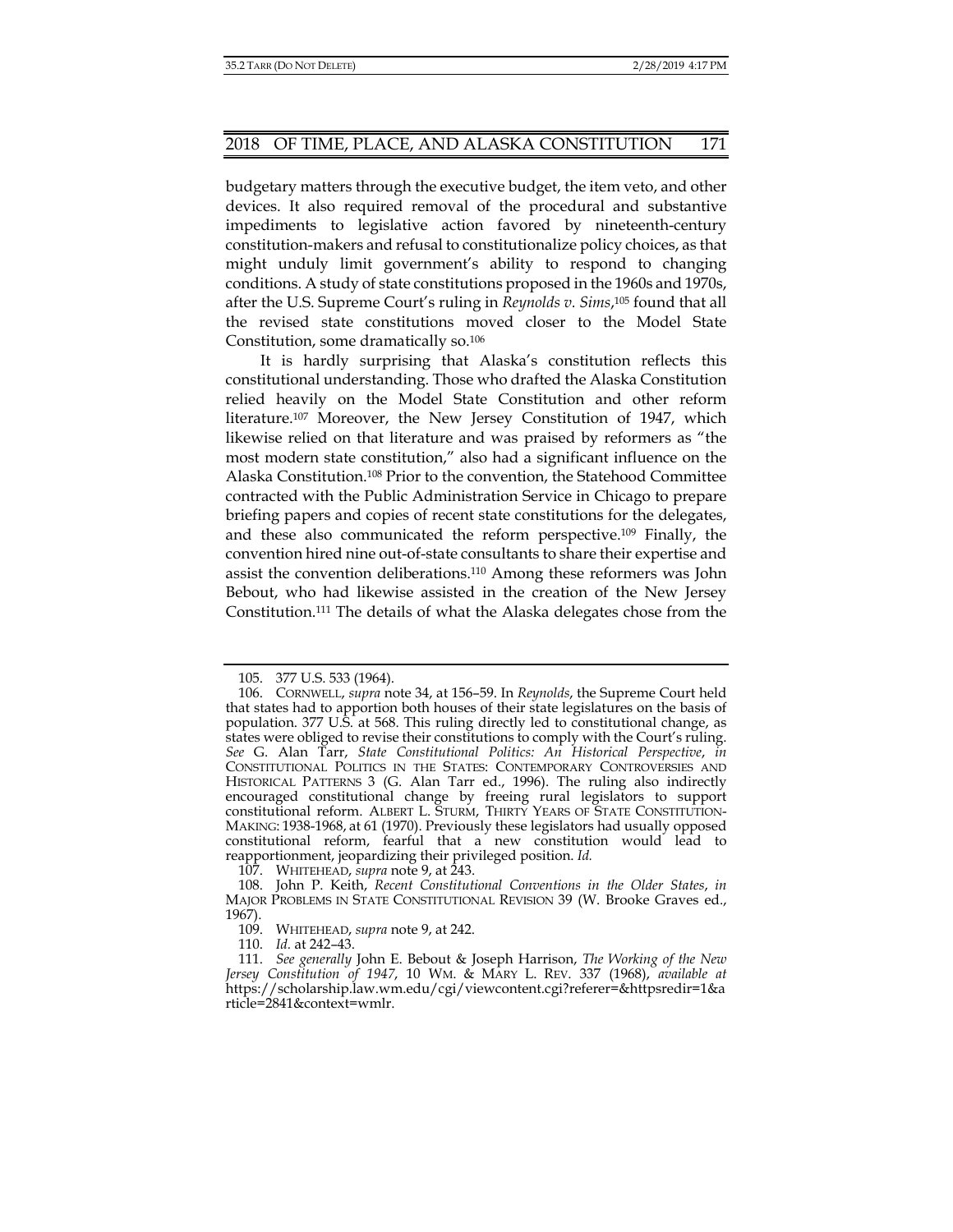budgetary matters through the executive budget, the item veto, and other devices. It also required removal of the procedural and substantive impediments to legislative action favored by nineteenth-century constitution-makers and refusal to constitutionalize policy choices, as that might unduly limit government's ability to respond to changing conditions. A study of state constitutions proposed in the 1960s and 1970s, after the U.S. Supreme Court's ruling in *Reynolds v. Sims*,[105] found that all the revised state constitutions moved closer to the Model State Constitution, some dramatically so.[106]

It is hardly surprising that Alaska's constitution reflects this constitutional understanding. Those who drafted the Alaska Constitution relied heavily on the Model State Constitution and other reform literature.[107] Moreover, the New Jersey Constitution of 1947, which likewise relied on that literature and was praised by reformers as "the most modern state constitution," also had a significant influence on the Alaska Constitution.[108] Prior to the convention, the Statehood Committee contracted with the Public Administration Service in Chicago to prepare briefing papers and copies of recent state constitutions for the delegates, and these also communicated the reform perspective.[109] Finally, the convention hired nine out-of-state consultants to share their expertise and assist the convention deliberations.[110] Among these reformers was John Bebout, who had likewise assisted in the creation of the New Jersey Constitution.[111] The details of what the Alaska delegates chose from the

---

105. 377 U.S. 533 (1964).

106. CORNWELL, *supra* note 34, at 156–59. In *Reynolds*, the Supreme Court held that states had to apportion both houses of their state legislatures on the basis of population. 377 U.S. at 568. This ruling directly led to constitutional change, as states were obliged to revise their constitutions to comply with the Court's ruling. *See* G. Alan Tarr, *State Constitutional Politics: An Historical Perspective*, *in* CONSTITUTIONAL POLITICS IN THE STATES: CONTEMPORARY CONTROVERSIES AND HISTORICAL PATTERNS 3 (G. Alan Tarr ed., 1996). The ruling also indirectly encouraged constitutional change by freeing rural legislators to support constitutional reform. ALBERT L. STURM, THIRTY YEARS OF STATE CONSTITUTION-MAKING: 1938-1968, at 61 (1970). Previously these legislators had usually opposed constitutional reform, fearful that a new constitution would lead to reapportionment, jeopardizing their privileged position. *Id.*

107. WHITEHEAD, *supra* note 9, at 243.

108. John P. Keith, *Recent Constitutional Conventions in the Older States*, *in* MAJOR PROBLEMS IN STATE CONSTITUTIONAL REVISION 39 (W. Brooke Graves ed., 1967).

109. WHITEHEAD, *supra* note 9, at 242.

110. *Id.* at 242–43.

111. *See generally* John E. Bebout & Joseph Harrison, *The Working of the New Jersey Constitution of 1947*, 10 WM. & MARY L. REV. 337 (1968), *available at* https://scholarship.law.wm.edu/cgi/viewcontent.cgi?referer=&httpsredir=1&article=2841&context=wmlr.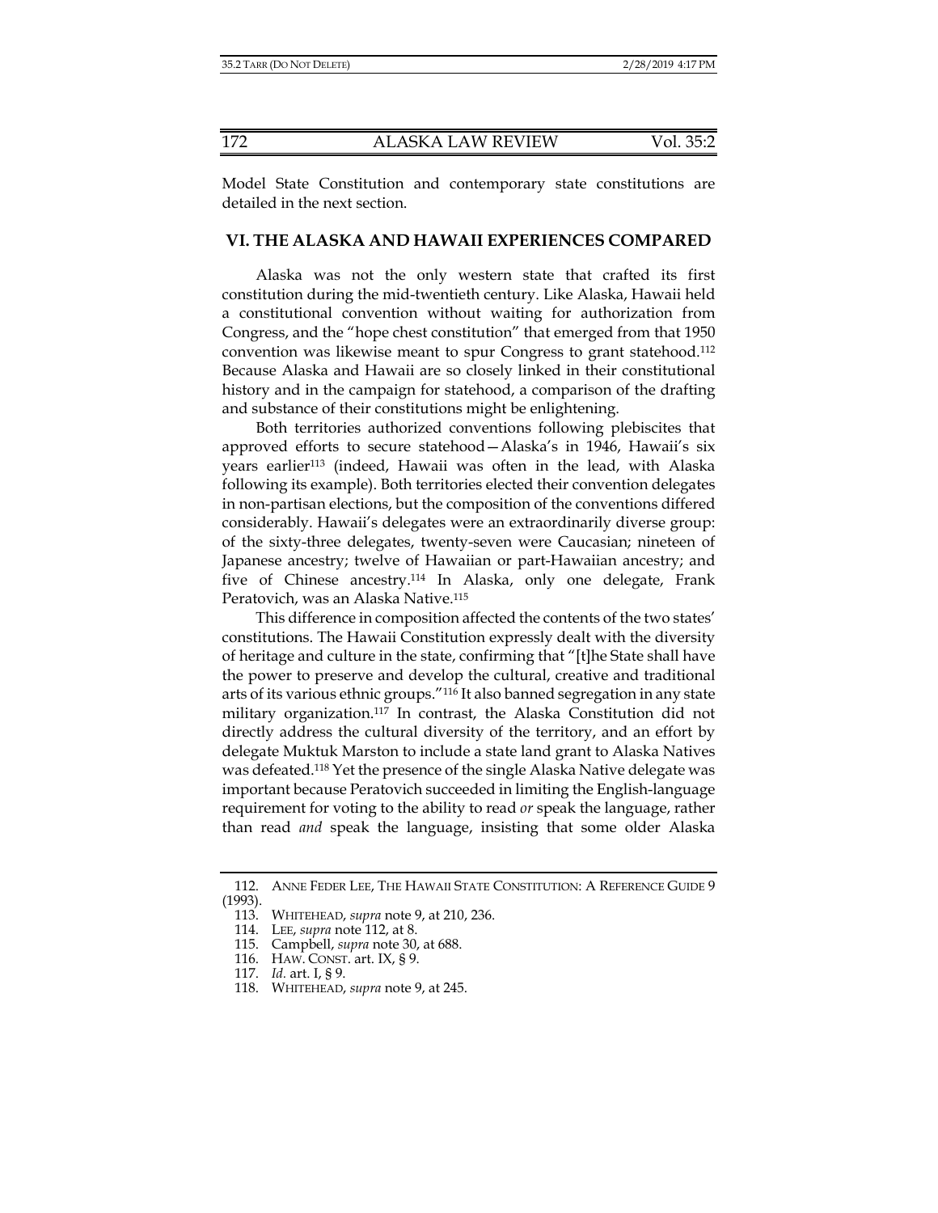Model State Constitution and contemporary state constitutions are detailed in the next section.

## VI. THE ALASKA AND HAWAII EXPERIENCES COMPARED

Alaska was not the only western state that crafted its first constitution during the mid-twentieth century. Like Alaska, Hawaii held a constitutional convention without waiting for authorization from Congress, and the "hope chest constitution" that emerged from that 1950 convention was likewise meant to spur Congress to grant statehood.[112] Because Alaska and Hawaii are so closely linked in their constitutional history and in the campaign for statehood, a comparison of the drafting and substance of their constitutions might be enlightening.

Both territories authorized conventions following plebiscites that approved efforts to secure statehood—Alaska's in 1946, Hawaii's six years earlier[113] (indeed, Hawaii was often in the lead, with Alaska following its example). Both territories elected their convention delegates in non-partisan elections, but the composition of the conventions differed considerably. Hawaii's delegates were an extraordinarily diverse group: of the sixty-three delegates, twenty-seven were Caucasian; nineteen of Japanese ancestry; twelve of Hawaiian or part-Hawaiian ancestry; and five of Chinese ancestry.[114] In Alaska, only one delegate, Frank Peratovich, was an Alaska Native.[115]

This difference in composition affected the contents of the two states' constitutions. The Hawaii Constitution expressly dealt with the diversity of heritage and culture in the state, confirming that "[t]he State shall have the power to preserve and develop the cultural, creative and traditional arts of its various ethnic groups."[116] It also banned segregation in any state military organization.[117] In contrast, the Alaska Constitution did not directly address the cultural diversity of the territory, and an effort by delegate Muktuk Marston to include a state land grant to Alaska Natives was defeated.[118] Yet the presence of the single Alaska Native delegate was important because Peratovich succeeded in limiting the English-language requirement for voting to the ability to read *or* speak the language, rather than read *and* speak the language, insisting that some older Alaska

---

112. ANNE FEDER LEE, THE HAWAII STATE CONSTITUTION: A REFERENCE GUIDE 9 (1993).
113. WHITEHEAD, *supra* note 9, at 210, 236.
114. LEE, *supra* note 112, at 8.
115. Campbell, *supra* note 30, at 688.
116. HAW. CONST. art. IX, § 9.
117. *Id.* art. I, § 9.
118. WHITEHEAD, *supra* note 9, at 245.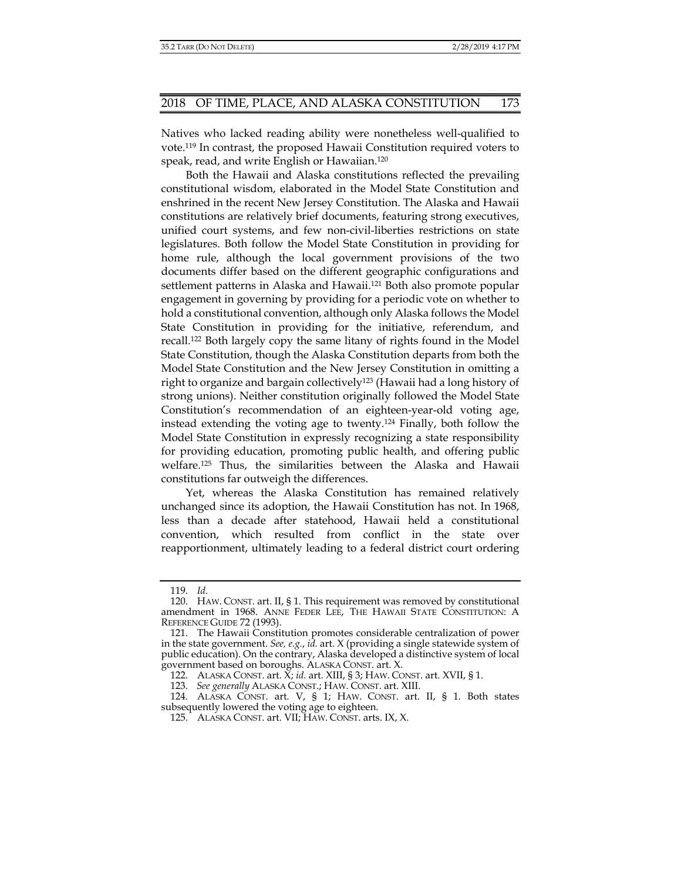Natives who lacked reading ability were nonetheless well-qualified to vote.[119] In contrast, the proposed Hawaii Constitution required voters to speak, read, and write English or Hawaiian.[120]

Both the Hawaii and Alaska constitutions reflected the prevailing constitutional wisdom, elaborated in the Model State Constitution and enshrined in the recent New Jersey Constitution. The Alaska and Hawaii constitutions are relatively brief documents, featuring strong executives, unified court systems, and few non-civil-liberties restrictions on state legislatures. Both follow the Model State Constitution in providing for home rule, although the local government provisions of the two documents differ based on the different geographic configurations and settlement patterns in Alaska and Hawaii.[121] Both also promote popular engagement in governing by providing for a periodic vote on whether to hold a constitutional convention, although only Alaska follows the Model State Constitution in providing for the initiative, referendum, and recall.[122] Both largely copy the same litany of rights found in the Model State Constitution, though the Alaska Constitution departs from both the Model State Constitution and the New Jersey Constitution in omitting a right to organize and bargain collectively[123] (Hawaii had a long history of strong unions). Neither constitution originally followed the Model State Constitution's recommendation of an eighteen-year-old voting age, instead extending the voting age to twenty.[124] Finally, both follow the Model State Constitution in expressly recognizing a state responsibility for providing education, promoting public health, and offering public welfare.[125] Thus, the similarities between the Alaska and Hawaii constitutions far outweigh the differences.

Yet, whereas the Alaska Constitution has remained relatively unchanged since its adoption, the Hawaii Constitution has not. In 1968, less than a decade after statehood, Hawaii held a constitutional convention, which resulted from conflict in the state over reapportionment, ultimately leading to a federal district court ordering

---

119. *Id.*

120. HAW. CONST. art. II, § 1. This requirement was removed by constitutional amendment in 1968. ANNE FEDER LEE, THE HAWAII STATE CONSTITUTION: A REFERENCE GUIDE 72 (1993).

121. The Hawaii Constitution promotes considerable centralization of power in the state government. *See, e.g.*, *id.* art. X (providing a single statewide system of public education). On the contrary, Alaska developed a distinctive system of local government based on boroughs. ALASKA CONST. art. X.

122. ALASKA CONST. art. X; *id.* art. XIII, § 3; HAW. CONST. art. XVII, § 1.

123. *See generally* ALASKA CONST.; HAW. CONST. art. XIII.

124. ALASKA CONST. art. V, § 1; HAW. CONST. art. II, § 1. Both states subsequently lowered the voting age to eighteen.

125. ALASKA CONST. art. VII; HAW. CONST. arts. IX, X.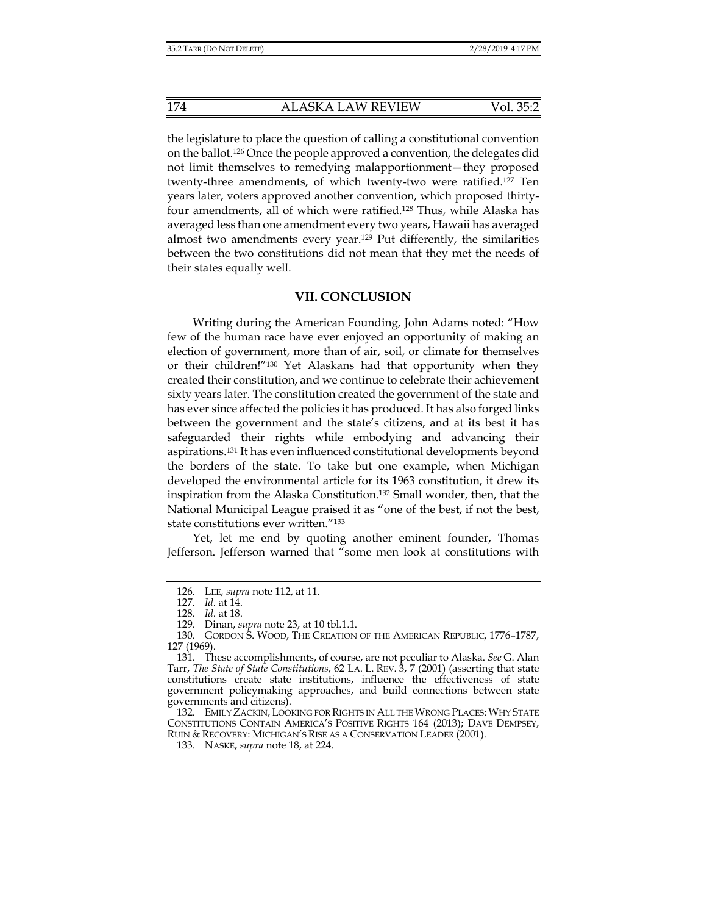the legislature to place the question of calling a constitutional convention on the ballot.[126] Once the people approved a convention, the delegates did not limit themselves to remedying malapportionment—they proposed twenty-three amendments, of which twenty-two were ratified.[127] Ten years later, voters approved another convention, which proposed thirty-four amendments, all of which were ratified.[128] Thus, while Alaska has averaged less than one amendment every two years, Hawaii has averaged almost two amendments every year.[129] Put differently, the similarities between the two constitutions did not mean that they met the needs of their states equally well.

## VII. CONCLUSION

Writing during the American Founding, John Adams noted: "How few of the human race have ever enjoyed an opportunity of making an election of government, more than of air, soil, or climate for themselves or their children!"[130] Yet Alaskans had that opportunity when they created their constitution, and we continue to celebrate their achievement sixty years later. The constitution created the government of the state and has ever since affected the policies it has produced. It has also forged links between the government and the state's citizens, and at its best it has safeguarded their rights while embodying and advancing their aspirations.[131] It has even influenced constitutional developments beyond the borders of the state. To take but one example, when Michigan developed the environmental article for its 1963 constitution, it drew its inspiration from the Alaska Constitution.[132] Small wonder, then, that the National Municipal League praised it as "one of the best, if not the best, state constitutions ever written."[133]

Yet, let me end by quoting another eminent founder, Thomas Jefferson. Jefferson warned that "some men look at constitutions with

---

126. LEE, *supra* note 112, at 11.

127. *Id.* at 14.

128. *Id.* at 18.

129. Dinan, *supra* note 23, at 10 tbl.1.1.

130. GORDON S. WOOD, THE CREATION OF THE AMERICAN REPUBLIC, 1776–1787, 127 (1969).

131. These accomplishments, of course, are not peculiar to Alaska. *See* G. Alan Tarr, *The State of State Constitutions*, 62 LA. L. REV. 3, 7 (2001) (asserting that state constitutions create state institutions, influence the effectiveness of state government policymaking approaches, and build connections between state governments and citizens).

132. EMILY ZACKIN, LOOKING FOR RIGHTS IN ALL THE WRONG PLACES: WHY STATE CONSTITUTIONS CONTAIN AMERICA'S POSITIVE RIGHTS 164 (2013); DAVE DEMPSEY, RUIN & RECOVERY: MICHIGAN'S RISE AS A CONSERVATION LEADER (2001).

133. NASKE, *supra* note 18, at 224.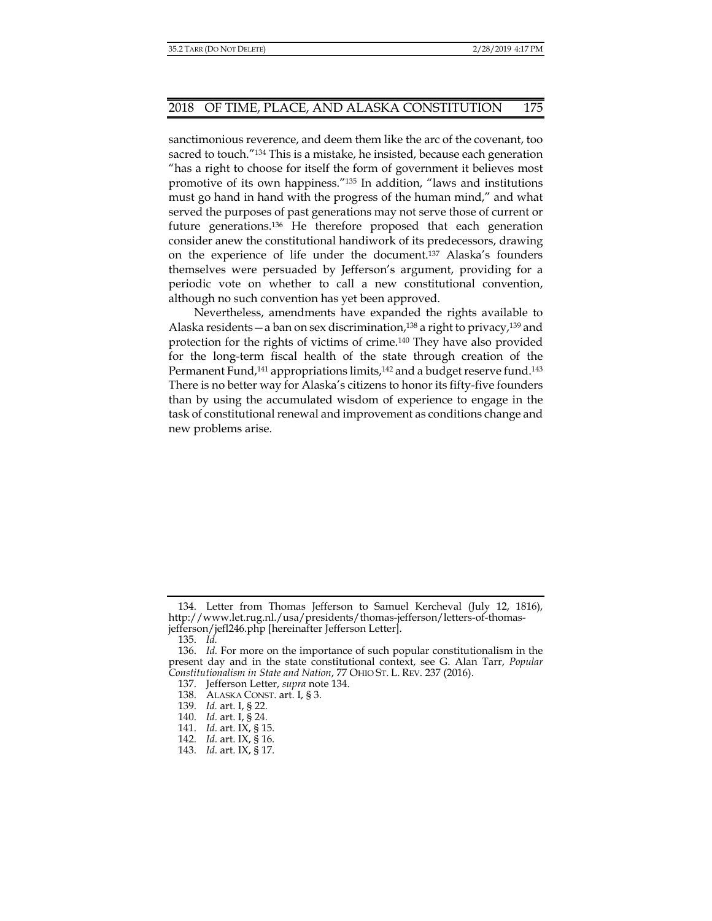sanctimonious reverence, and deem them like the arc of the covenant, too sacred to touch."[134] This is a mistake, he insisted, because each generation "has a right to choose for itself the form of government it believes most promotive of its own happiness."[135] In addition, "laws and institutions must go hand in hand with the progress of the human mind," and what served the purposes of past generations may not serve those of current or future generations.[136] He therefore proposed that each generation consider anew the constitutional handiwork of its predecessors, drawing on the experience of life under the document.[137] Alaska's founders themselves were persuaded by Jefferson's argument, providing for a periodic vote on whether to call a new constitutional convention, although no such convention has yet been approved.

Nevertheless, amendments have expanded the rights available to Alaska residents—a ban on sex discrimination,[138] a right to privacy,[139] and protection for the rights of victims of crime.[140] They have also provided for the long-term fiscal health of the state through creation of the Permanent Fund,[141] appropriations limits,[142] and a budget reserve fund.[143] There is no better way for Alaska's citizens to honor its fifty-five founders than by using the accumulated wisdom of experience to engage in the task of constitutional renewal and improvement as conditions change and new problems arise.

---

134. Letter from Thomas Jefferson to Samuel Kercheval (July 12, 1816), http://www.let.rug.nl./usa/presidents/thomas-jefferson/letters-of-thomas-jefferson/jefl246.php [hereinafter Jefferson Letter].

135. *Id.*

136. *Id.* For more on the importance of such popular constitutionalism in the present day and in the state constitutional context, see G. Alan Tarr, *Popular Constitutionalism in State and Nation*, 77 OHIO ST. L. REV. 237 (2016).

137. Jefferson Letter, *supra* note 134.

138. ALASKA CONST. art. I, § 3.

139. *Id.* art. I, § 22.

140. *Id.* art. I, § 24.

141. *Id.* art. IX, § 15.

142. *Id.* art. IX, § 16.

143. *Id.* art. IX, § 17.